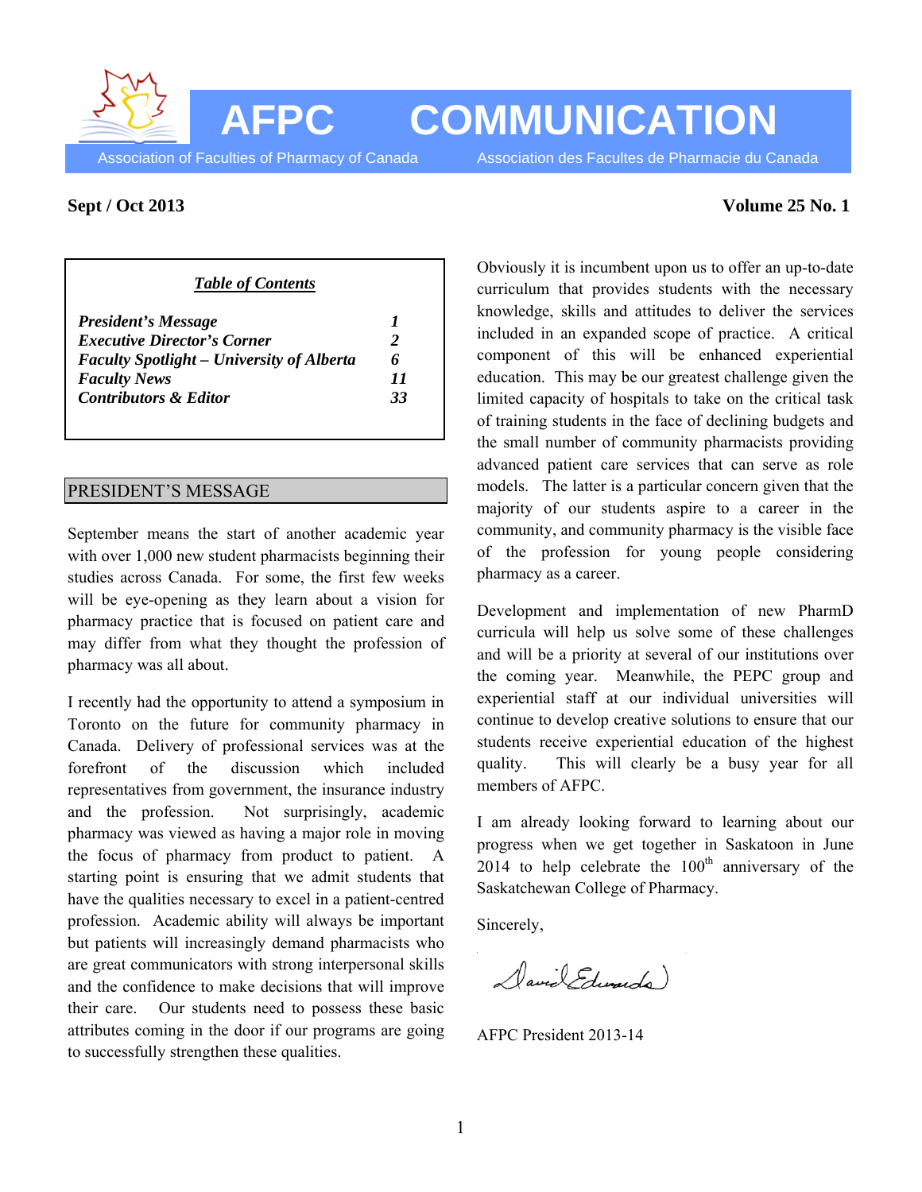# AFPC COMMUNICATION

Association of Faculties of Pharmacy of Canada — Association des Facultes de Pharmacie du Canada

**Sept / Oct 2013** **Volume 25 No. 1**

***Table of Contents***

| | |
|---|---|
| ***President's Message*** | ***1*** |
| ***Executive Director's Corner*** | ***2*** |
| ***Faculty Spotlight – University of Alberta*** | ***6*** |
| ***Faculty News*** | ***11*** |
| ***Contributors & Editor*** | ***33*** |

## PRESIDENT'S MESSAGE

September means the start of another academic year with over 1,000 new student pharmacists beginning their studies across Canada. For some, the first few weeks will be eye-opening as they learn about a vision for pharmacy practice that is focused on patient care and may differ from what they thought the profession of pharmacy was all about.

I recently had the opportunity to attend a symposium in Toronto on the future for community pharmacy in Canada. Delivery of professional services was at the forefront of the discussion which included representatives from government, the insurance industry and the profession. Not surprisingly, academic pharmacy was viewed as having a major role in moving the focus of pharmacy from product to patient. A starting point is ensuring that we admit students that have the qualities necessary to excel in a patient-centred profession. Academic ability will always be important but patients will increasingly demand pharmacists who are great communicators with strong interpersonal skills and the confidence to make decisions that will improve their care. Our students need to possess these basic attributes coming in the door if our programs are going to successfully strengthen these qualities.

Obviously it is incumbent upon us to offer an up-to-date curriculum that provides students with the necessary knowledge, skills and attitudes to deliver the services included in an expanded scope of practice. A critical component of this will be enhanced experiential education. This may be our greatest challenge given the limited capacity of hospitals to take on the critical task of training students in the face of declining budgets and the small number of community pharmacists providing advanced patient care services that can serve as role models. The latter is a particular concern given that the majority of our students aspire to a career in the community, and community pharmacy is the visible face of the profession for young people considering pharmacy as a career.

Development and implementation of new PharmD curricula will help us solve some of these challenges and will be a priority at several of our institutions over the coming year. Meanwhile, the PEPC group and experiential staff at our individual universities will continue to develop creative solutions to ensure that our students receive experiential education of the highest quality. This will clearly be a busy year for all members of AFPC.

I am already looking forward to learning about our progress when we get together in Saskatoon in June 2014 to help celebrate the 100th anniversary of the Saskatchewan College of Pharmacy.

Sincerely,

David Edwards

AFPC President 2013-14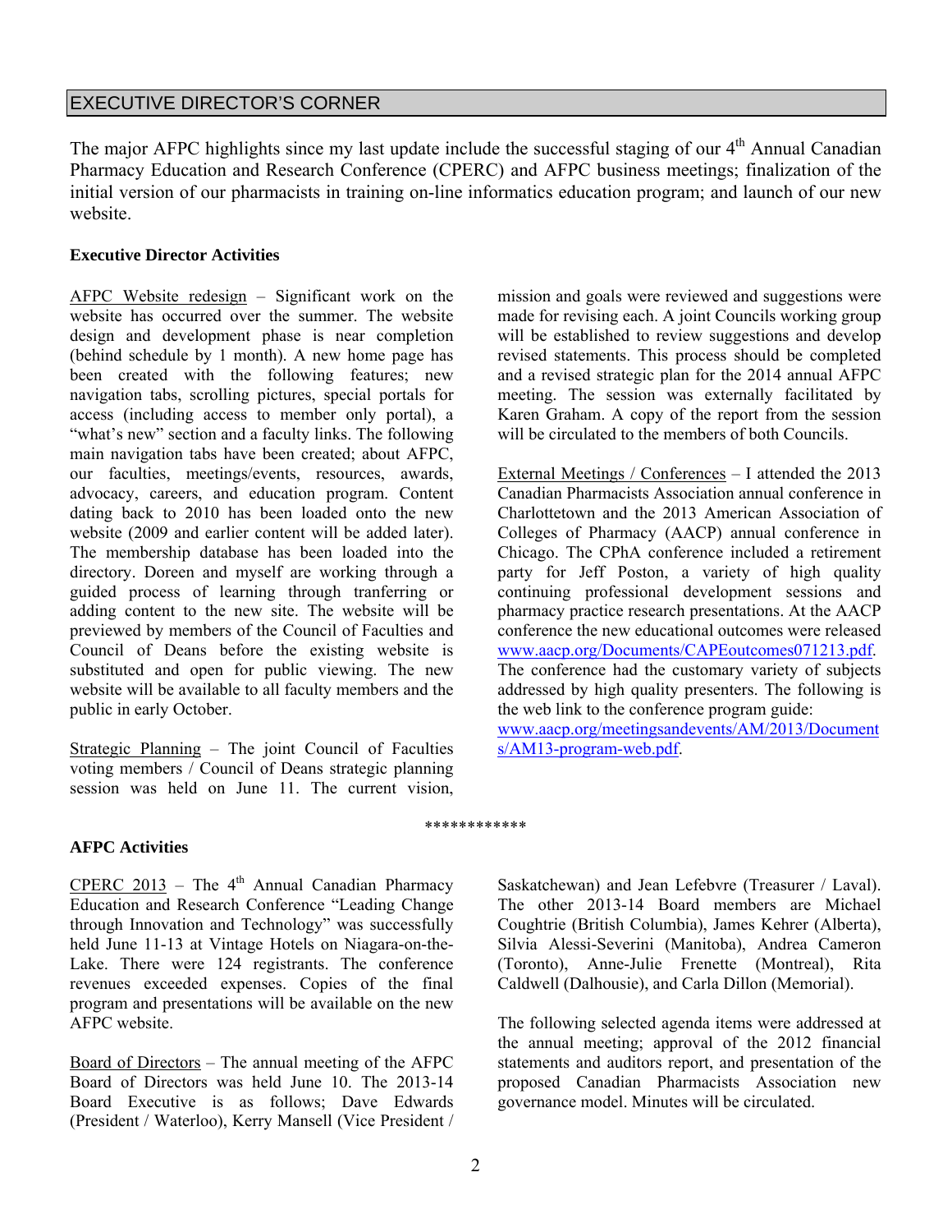## EXECUTIVE DIRECTOR'S CORNER

The major AFPC highlights since my last update include the successful staging of our 4th Annual Canadian Pharmacy Education and Research Conference (CPERC) and AFPC business meetings; finalization of the initial version of our pharmacists in training on-line informatics education program; and launch of our new website.

**Executive Director Activities**

AFPC Website redesign – Significant work on the website has occurred over the summer. The website design and development phase is near completion (behind schedule by 1 month). A new home page has been created with the following features; new navigation tabs, scrolling pictures, special portals for access (including access to member only portal), a "what's new" section and a faculty links. The following main navigation tabs have been created; about AFPC, our faculties, meetings/events, resources, awards, advocacy, careers, and education program. Content dating back to 2010 has been loaded onto the new website (2009 and earlier content will be added later). The membership database has been loaded into the directory. Doreen and myself are working through a guided process of learning through tranferring or adding content to the new site. The website will be previewed by members of the Council of Faculties and Council of Deans before the existing website is substituted and open for public viewing. The new website will be available to all faculty members and the public in early October.

Strategic Planning – The joint Council of Faculties voting members / Council of Deans strategic planning session was held on June 11. The current vision, mission and goals were reviewed and suggestions were made for revising each. A joint Councils working group will be established to review suggestions and develop revised statements. This process should be completed and a revised strategic plan for the 2014 annual AFPC meeting. The session was externally facilitated by Karen Graham. A copy of the report from the session will be circulated to the members of both Councils.

External Meetings / Conferences – I attended the 2013 Canadian Pharmacists Association annual conference in Charlottetown and the 2013 American Association of Colleges of Pharmacy (AACP) annual conference in Chicago. The CPhA conference included a retirement party for Jeff Poston, a variety of high quality continuing professional development sessions and pharmacy practice research presentations. At the AACP conference the new educational outcomes were released www.aacp.org/Documents/CAPEoutcomes071213.pdf. The conference had the customary variety of subjects addressed by high quality presenters. The following is the web link to the conference program guide: www.aacp.org/meetingsandevents/AM/2013/Documents/AM13-program-web.pdf.

\*\*\*\*\*\*\*\*\*\*\*\*

**AFPC Activities**

CPERC 2013 – The 4th Annual Canadian Pharmacy Education and Research Conference "Leading Change through Innovation and Technology" was successfully held June 11-13 at Vintage Hotels on Niagara-on-the-Lake. There were 124 registrants. The conference revenues exceeded expenses. Copies of the final program and presentations will be available on the new AFPC website.

Board of Directors – The annual meeting of the AFPC Board of Directors was held June 10. The 2013-14 Board Executive is as follows; Dave Edwards (President / Waterloo), Kerry Mansell (Vice President / Saskatchewan) and Jean Lefebvre (Treasurer / Laval). The other 2013-14 Board members are Michael Coughtrie (British Columbia), James Kehrer (Alberta), Silvia Alessi-Severini (Manitoba), Andrea Cameron (Toronto), Anne-Julie Frenette (Montreal), Rita Caldwell (Dalhousie), and Carla Dillon (Memorial).

The following selected agenda items were addressed at the annual meeting; approval of the 2012 financial statements and auditors report, and presentation of the proposed Canadian Pharmacists Association new governance model. Minutes will be circulated.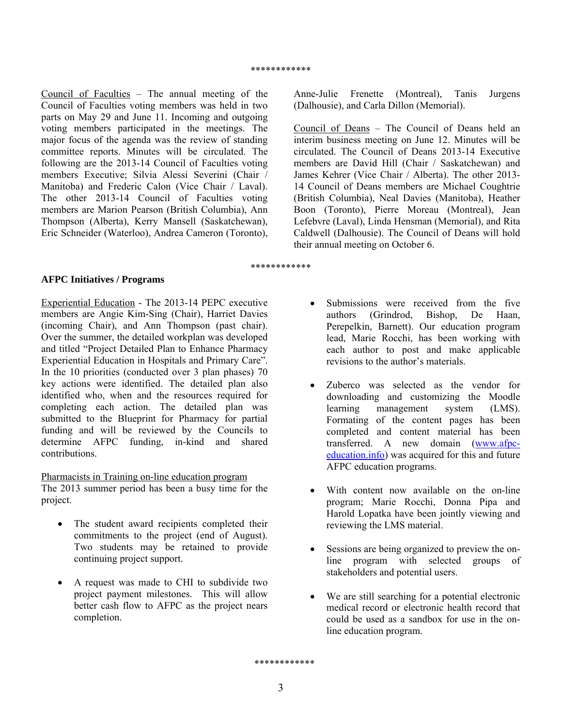************

Council of Faculties – The annual meeting of the Council of Faculties voting members was held in two parts on May 29 and June 11. Incoming and outgoing voting members participated in the meetings. The major focus of the agenda was the review of standing committee reports. Minutes will be circulated. The following are the 2013-14 Council of Faculties voting members Executive; Silvia Alessi Severini (Chair / Manitoba) and Frederic Calon (Vice Chair / Laval). The other 2013-14 Council of Faculties voting members are Marion Pearson (British Columbia), Ann Thompson (Alberta), Kerry Mansell (Saskatchewan), Eric Schneider (Waterloo), Andrea Cameron (Toronto), Anne-Julie Frenette (Montreal), Tanis Jurgens (Dalhousie), and Carla Dillon (Memorial).

Council of Deans – The Council of Deans held an interim business meeting on June 12. Minutes will be circulated. The Council of Deans 2013-14 Executive members are David Hill (Chair / Saskatchewan) and James Kehrer (Vice Chair / Alberta). The other 2013-14 Council of Deans members are Michael Coughtrie (British Columbia), Neal Davies (Manitoba), Heather Boon (Toronto), Pierre Moreau (Montreal), Jean Lefebvre (Laval), Linda Hensman (Memorial), and Rita Caldwell (Dalhousie). The Council of Deans will hold their annual meeting on October 6.

************

**AFPC Initiatives / Programs**

Experiential Education - The 2013-14 PEPC executive members are Angie Kim-Sing (Chair), Harriet Davies (incoming Chair), and Ann Thompson (past chair). Over the summer, the detailed workplan was developed and titled "Project Detailed Plan to Enhance Pharmacy Experiential Education in Hospitals and Primary Care". In the 10 priorities (conducted over 3 plan phases) 70 key actions were identified. The detailed plan also identified who, when and the resources required for completing each action. The detailed plan was submitted to the Blueprint for Pharmacy for partial funding and will be reviewed by the Councils to determine AFPC funding, in-kind and shared contributions.

Pharmacists in Training on-line education program

The 2013 summer period has been a busy time for the project.

- The student award recipients completed their commitments to the project (end of August). Two students may be retained to provide continuing project support.
- A request was made to CHI to subdivide two project payment milestones. This will allow better cash flow to AFPC as the project nears completion.
- Submissions were received from the five authors (Grindrod, Bishop, De Haan, Perepelkin, Barnett). Our education program lead, Marie Rocchi, has been working with each author to post and make applicable revisions to the author's materials.
- Zuberco was selected as the vendor for downloading and customizing the Moodle learning management system (LMS). Formating of the content pages has been completed and content material has been transferred. A new domain (www.afpc-education.info) was acquired for this and future AFPC education programs.
- With content now available on the on-line program; Marie Rocchi, Donna Pipa and Harold Lopatka have been jointly viewing and reviewing the LMS material.
- Sessions are being organized to preview the on-line program with selected groups of stakeholders and potential users.
- We are still searching for a potential electronic medical record or electronic health record that could be used as a sandbox for use in the on-line education program.

************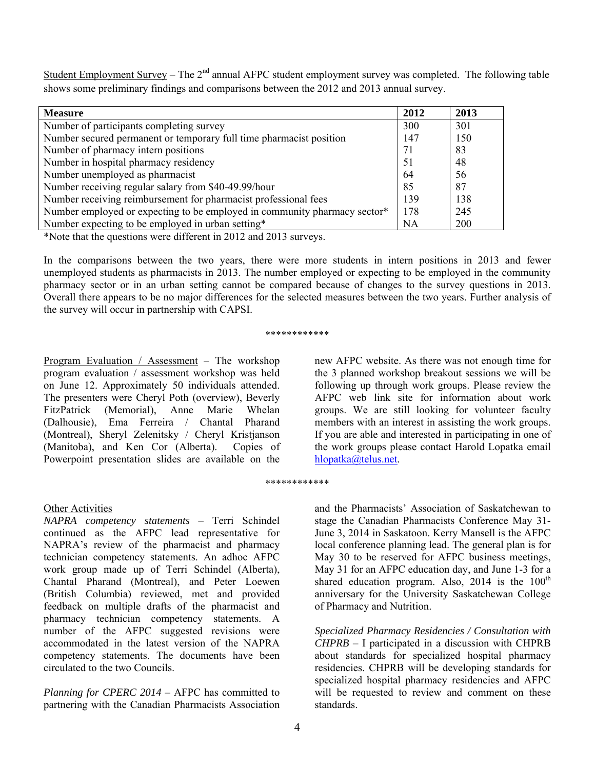Student Employment Survey – The 2nd annual AFPC student employment survey was completed. The following table shows some preliminary findings and comparisons between the 2012 and 2013 annual survey.

| Measure | 2012 | 2013 |
|---|---|---|
| Number of participants completing survey | 300 | 301 |
| Number secured permanent or temporary full time pharmacist position | 147 | 150 |
| Number of pharmacy intern positions | 71 | 83 |
| Number in hospital pharmacy residency | 51 | 48 |
| Number unemployed as pharmacist | 64 | 56 |
| Number receiving regular salary from $40-49.99/hour | 85 | 87 |
| Number receiving reimbursement for pharmacist professional fees | 139 | 138 |
| Number employed or expecting to be employed in community pharmacy sector* | 178 | 245 |
| Number expecting to be employed in urban setting* | NA | 200 |

*Note that the questions were different in 2012 and 2013 surveys.

In the comparisons between the two years, there were more students in intern positions in 2013 and fewer unemployed students as pharmacists in 2013. The number employed or expecting to be employed in the community pharmacy sector or in an urban setting cannot be compared because of changes to the survey questions in 2013. Overall there appears to be no major differences for the selected measures between the two years. Further analysis of the survey will occur in partnership with CAPSI.

************

Program Evaluation / Assessment – The workshop program evaluation / assessment workshop was held on June 12. Approximately 50 individuals attended. The presenters were Cheryl Poth (overview), Beverly FitzPatrick (Memorial), Anne Marie Whelan (Dalhousie), Ema Ferreira / Chantal Pharand (Montreal), Sheryl Zelenitsky / Cheryl Kristjanson (Manitoba), and Ken Cor (Alberta). Copies of Powerpoint presentation slides are available on the new AFPC website. As there was not enough time for the 3 planned workshop breakout sessions we will be following up through work groups. Please review the AFPC web link site for information about work groups. We are still looking for volunteer faculty members with an interest in assisting the work groups. If you are able and interested in participating in one of the work groups please contact Harold Lopatka email hlopatka@telus.net.

************

Other Activities

*NAPRA competency statements* – Terri Schindel continued as the AFPC lead representative for NAPRA's review of the pharmacist and pharmacy technician competency statements. An adhoc AFPC work group made up of Terri Schindel (Alberta), Chantal Pharand (Montreal), and Peter Loewen (British Columbia), reviewed, met and provided feedback on multiple drafts of the pharmacist and pharmacy technician competency statements. A number of the AFPC suggested revisions were accommodated in the latest version of the NAPRA competency statements. The documents have been circulated to the two Councils.

*Planning for CPERC 2014* – AFPC has committed to partnering with the Canadian Pharmacists Association and the Pharmacists' Association of Saskatchewan to stage the Canadian Pharmacists Conference May 31-June 3, 2014 in Saskatoon. Kerry Mansell is the AFPC local conference planning lead. The general plan is for May 30 to be reserved for AFPC business meetings, May 31 for an AFPC education day, and June 1-3 for a shared education program. Also, 2014 is the 100th anniversary for the University Saskatchewan College of Pharmacy and Nutrition.

*Specialized Pharmacy Residencies / Consultation with CHPRB* – I participated in a discussion with CHPRB about standards for specialized hospital pharmacy residencies. CHPRB will be developing standards for specialized hospital pharmacy residencies and AFPC will be requested to review and comment on these standards.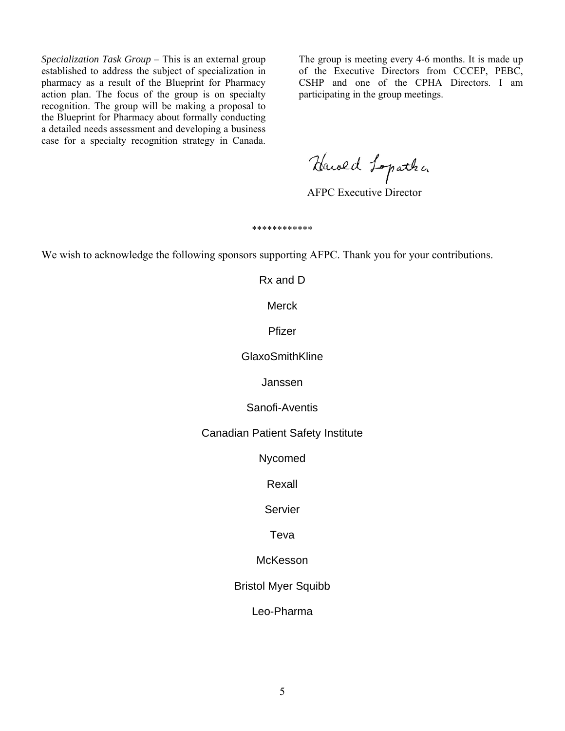*Specialization Task Group* – This is an external group established to address the subject of specialization in pharmacy as a result of the Blueprint for Pharmacy action plan. The focus of the group is on specialty recognition. The group will be making a proposal to the Blueprint for Pharmacy about formally conducting a detailed needs assessment and developing a business case for a specialty recognition strategy in Canada. The group is meeting every 4-6 months. It is made up of the Executive Directors from CCCEP, PEBC, CSHP and one of the CPHA Directors. I am participating in the group meetings.

Harold Lopatka

AFPC Executive Director

************

We wish to acknowledge the following sponsors supporting AFPC. Thank you for your contributions.

Rx and D

Merck

Pfizer

GlaxoSmithKline

Janssen

Sanofi-Aventis

Canadian Patient Safety Institute

Nycomed

Rexall

Servier

Teva

McKesson

Bristol Myer Squibb

Leo-Pharma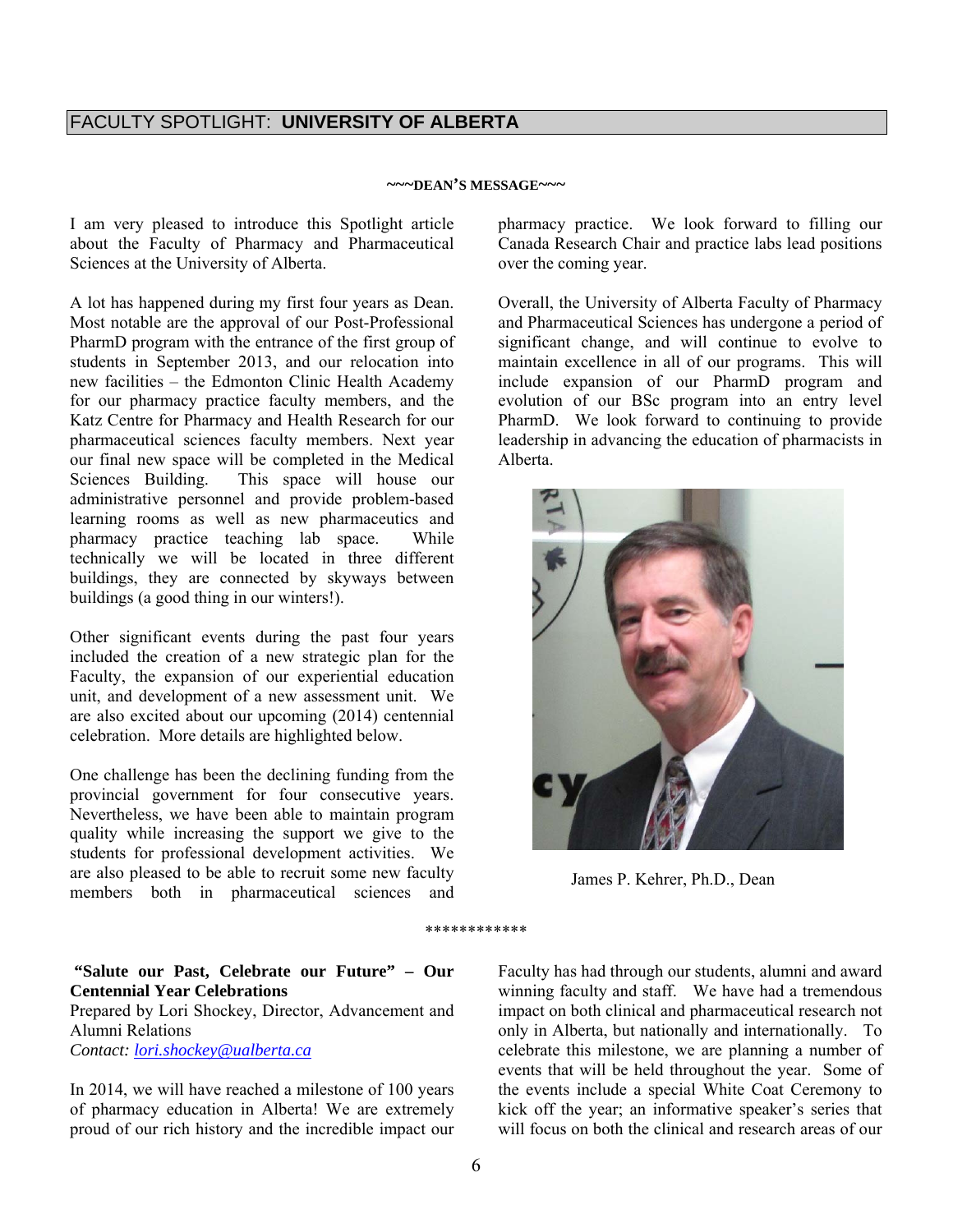# FACULTY SPOTLIGHT: **UNIVERSITY OF ALBERTA**

**~~~DEAN'S MESSAGE~~~**

I am very pleased to introduce this Spotlight article about the Faculty of Pharmacy and Pharmaceutical Sciences at the University of Alberta.

A lot has happened during my first four years as Dean. Most notable are the approval of our Post-Professional PharmD program with the entrance of the first group of students in September 2013, and our relocation into new facilities – the Edmonton Clinic Health Academy for our pharmacy practice faculty members, and the Katz Centre for Pharmacy and Health Research for our pharmaceutical sciences faculty members. Next year our final new space will be completed in the Medical Sciences Building. This space will house our administrative personnel and provide problem-based learning rooms as well as new pharmaceutics and pharmacy practice teaching lab space. While technically we will be located in three different buildings, they are connected by skyways between buildings (a good thing in our winters!).

Other significant events during the past four years included the creation of a new strategic plan for the Faculty, the expansion of our experiential education unit, and development of a new assessment unit. We are also excited about our upcoming (2014) centennial celebration. More details are highlighted below.

One challenge has been the declining funding from the provincial government for four consecutive years. Nevertheless, we have been able to maintain program quality while increasing the support we give to the students for professional development activities. We are also pleased to be able to recruit some new faculty members both in pharmaceutical sciences and pharmacy practice. We look forward to filling our Canada Research Chair and practice labs lead positions over the coming year.

Overall, the University of Alberta Faculty of Pharmacy and Pharmaceutical Sciences has undergone a period of significant change, and will continue to evolve to maintain excellence in all of our programs. This will include expansion of our PharmD program and evolution of our BSc program into an entry level PharmD. We look forward to continuing to provide leadership in advancing the education of pharmacists in Alberta.

James P. Kehrer, Ph.D., Dean

************

**"Salute our Past, Celebrate our Future" – Our Centennial Year Celebrations**

Prepared by Lori Shockey, Director, Advancement and Alumni Relations

*Contact: lori.shockey@ualberta.ca*

In 2014, we will have reached a milestone of 100 years of pharmacy education in Alberta! We are extremely proud of our rich history and the incredible impact our Faculty has had through our students, alumni and award winning faculty and staff. We have had a tremendous impact on both clinical and pharmaceutical research not only in Alberta, but nationally and internationally. To celebrate this milestone, we are planning a number of events that will be held throughout the year. Some of the events include a special White Coat Ceremony to kick off the year; an informative speaker's series that will focus on both the clinical and research areas of our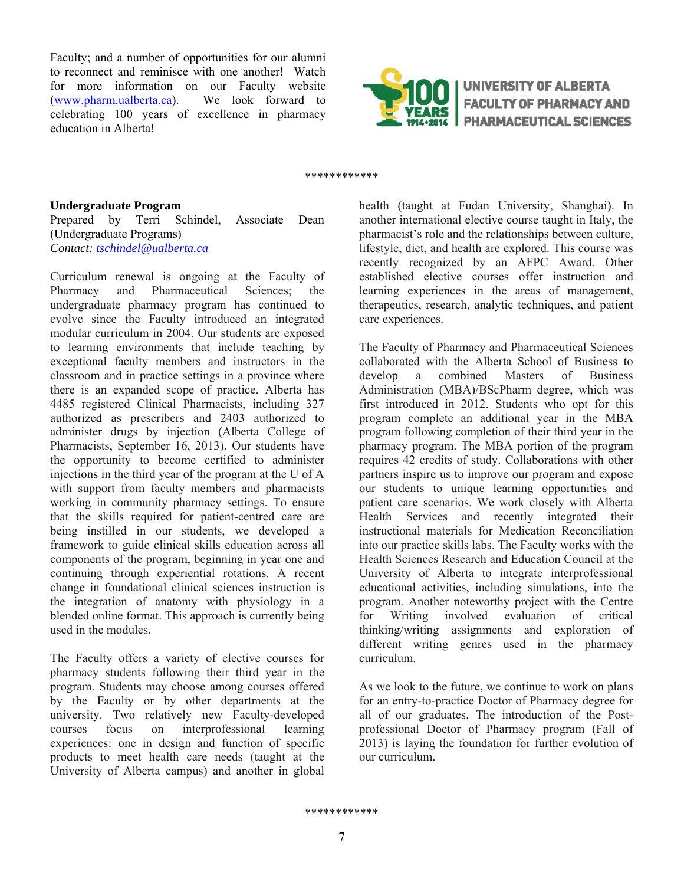Faculty; and a number of opportunities for our alumni to reconnect and reminisce with one another! Watch for more information on our Faculty website (www.pharm.ualberta.ca). We look forward to celebrating 100 years of excellence in pharmacy education in Alberta!

UNIVERSITY OF ALBERTA FACULTY OF PHARMACY AND PHARMACEUTICAL SCIENCES

************

**Undergraduate Program**
Prepared by Terri Schindel, Associate Dean (Undergraduate Programs)
*Contact: tschindel@ualberta.ca*

Curriculum renewal is ongoing at the Faculty of Pharmacy and Pharmaceutical Sciences; the undergraduate pharmacy program has continued to evolve since the Faculty introduced an integrated modular curriculum in 2004. Our students are exposed to learning environments that include teaching by exceptional faculty members and instructors in the classroom and in practice settings in a province where there is an expanded scope of practice. Alberta has 4485 registered Clinical Pharmacists, including 327 authorized as prescribers and 2403 authorized to administer drugs by injection (Alberta College of Pharmacists, September 16, 2013). Our students have the opportunity to become certified to administer injections in the third year of the program at the U of A with support from faculty members and pharmacists working in community pharmacy settings. To ensure that the skills required for patient-centred care are being instilled in our students, we developed a framework to guide clinical skills education across all components of the program, beginning in year one and continuing through experiential rotations. A recent change in foundational clinical sciences instruction is the integration of anatomy with physiology in a blended online format. This approach is currently being used in the modules.

The Faculty offers a variety of elective courses for pharmacy students following their third year in the program. Students may choose among courses offered by the Faculty or by other departments at the university. Two relatively new Faculty-developed courses focus on interprofessional learning experiences: one in design and function of specific products to meet health care needs (taught at the University of Alberta campus) and another in global health (taught at Fudan University, Shanghai). In another international elective course taught in Italy, the pharmacist's role and the relationships between culture, lifestyle, diet, and health are explored. This course was recently recognized by an AFPC Award. Other established elective courses offer instruction and learning experiences in the areas of management, therapeutics, research, analytic techniques, and patient care experiences.

The Faculty of Pharmacy and Pharmaceutical Sciences collaborated with the Alberta School of Business to develop a combined Masters of Business Administration (MBA)/BScPharm degree, which was first introduced in 2012. Students who opt for this program complete an additional year in the MBA program following completion of their third year in the pharmacy program. The MBA portion of the program requires 42 credits of study. Collaborations with other partners inspire us to improve our program and expose our students to unique learning opportunities and patient care scenarios. We work closely with Alberta Health Services and recently integrated their instructional materials for Medication Reconciliation into our practice skills labs. The Faculty works with the Health Sciences Research and Education Council at the University of Alberta to integrate interprofessional educational activities, including simulations, into the program. Another noteworthy project with the Centre for Writing involved evaluation of critical thinking/writing assignments and exploration of different writing genres used in the pharmacy curriculum.

As we look to the future, we continue to work on plans for an entry-to-practice Doctor of Pharmacy degree for all of our graduates. The introduction of the Post-professional Doctor of Pharmacy program (Fall of 2013) is laying the foundation for further evolution of our curriculum.

************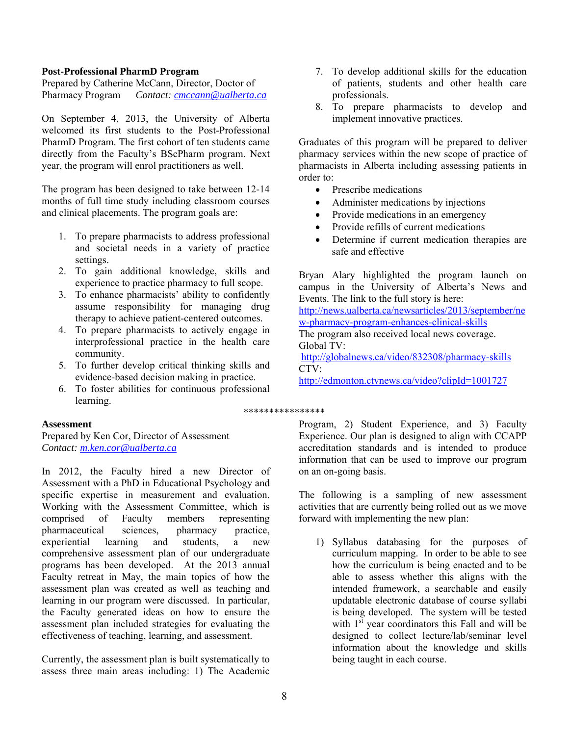**Post-Professional PharmD Program**

Prepared by Catherine McCann, Director, Doctor of Pharmacy Program *Contact: cmccann@ualberta.ca*

On September 4, 2013, the University of Alberta welcomed its first students to the Post-Professional PharmD Program. The first cohort of ten students came directly from the Faculty's BScPharm program. Next year, the program will enrol practitioners as well.

The program has been designed to take between 12-14 months of full time study including classroom courses and clinical placements. The program goals are:

1. To prepare pharmacists to address professional and societal needs in a variety of practice settings.
2. To gain additional knowledge, skills and experience to practice pharmacy to full scope.
3. To enhance pharmacists' ability to confidently assume responsibility for managing drug therapy to achieve patient-centered outcomes.
4. To prepare pharmacists to actively engage in interprofessional practice in the health care community.
5. To further develop critical thinking skills and evidence-based decision making in practice.
6. To foster abilities for continuous professional learning.
7. To develop additional skills for the education of patients, students and other health care professionals.
8. To prepare pharmacists to develop and implement innovative practices.

Graduates of this program will be prepared to deliver pharmacy services within the new scope of practice of pharmacists in Alberta including assessing patients in order to:

- Prescribe medications
- Administer medications by injections
- Provide medications in an emergency
- Provide refills of current medications
- Determine if current medication therapies are safe and effective

Bryan Alary highlighted the program launch on campus in the University of Alberta's News and Events. The link to the full story is here: http://news.ualberta.ca/newsarticles/2013/september/new-pharmacy-program-enhances-clinical-skills
The program also received local news coverage.
Global TV:
http://globalnews.ca/video/832308/pharmacy-skills
CTV:
http://edmonton.ctvnews.ca/video?clipId=1001727

\*\*\*\*\*\*\*\*\*\*\*\*\*\*\*\*

**Assessment**

Prepared by Ken Cor, Director of Assessment
*Contact: m.ken.cor@ualberta.ca*

In 2012, the Faculty hired a new Director of Assessment with a PhD in Educational Psychology and specific expertise in measurement and evaluation. Working with the Assessment Committee, which is comprised of Faculty members representing pharmaceutical sciences, pharmacy practice, experiential learning and students, a new comprehensive assessment plan of our undergraduate programs has been developed. At the 2013 annual Faculty retreat in May, the main topics of how the assessment plan was created as well as teaching and learning in our program were discussed. In particular, the Faculty generated ideas on how to ensure the assessment plan included strategies for evaluating the effectiveness of teaching, learning, and assessment.

Currently, the assessment plan is built systematically to assess three main areas including: 1) The Academic Program, 2) Student Experience, and 3) Faculty Experience. Our plan is designed to align with CCAPP accreditation standards and is intended to produce information that can be used to improve our program on an on-going basis.

The following is a sampling of new assessment activities that are currently being rolled out as we move forward with implementing the new plan:

1) Syllabus databasing for the purposes of curriculum mapping. In order to be able to see how the curriculum is being enacted and to be able to assess whether this aligns with the intended framework, a searchable and easily updatable electronic database of course syllabi is being developed. The system will be tested with 1st year coordinators this Fall and will be designed to collect lecture/lab/seminar level information about the knowledge and skills being taught in each course.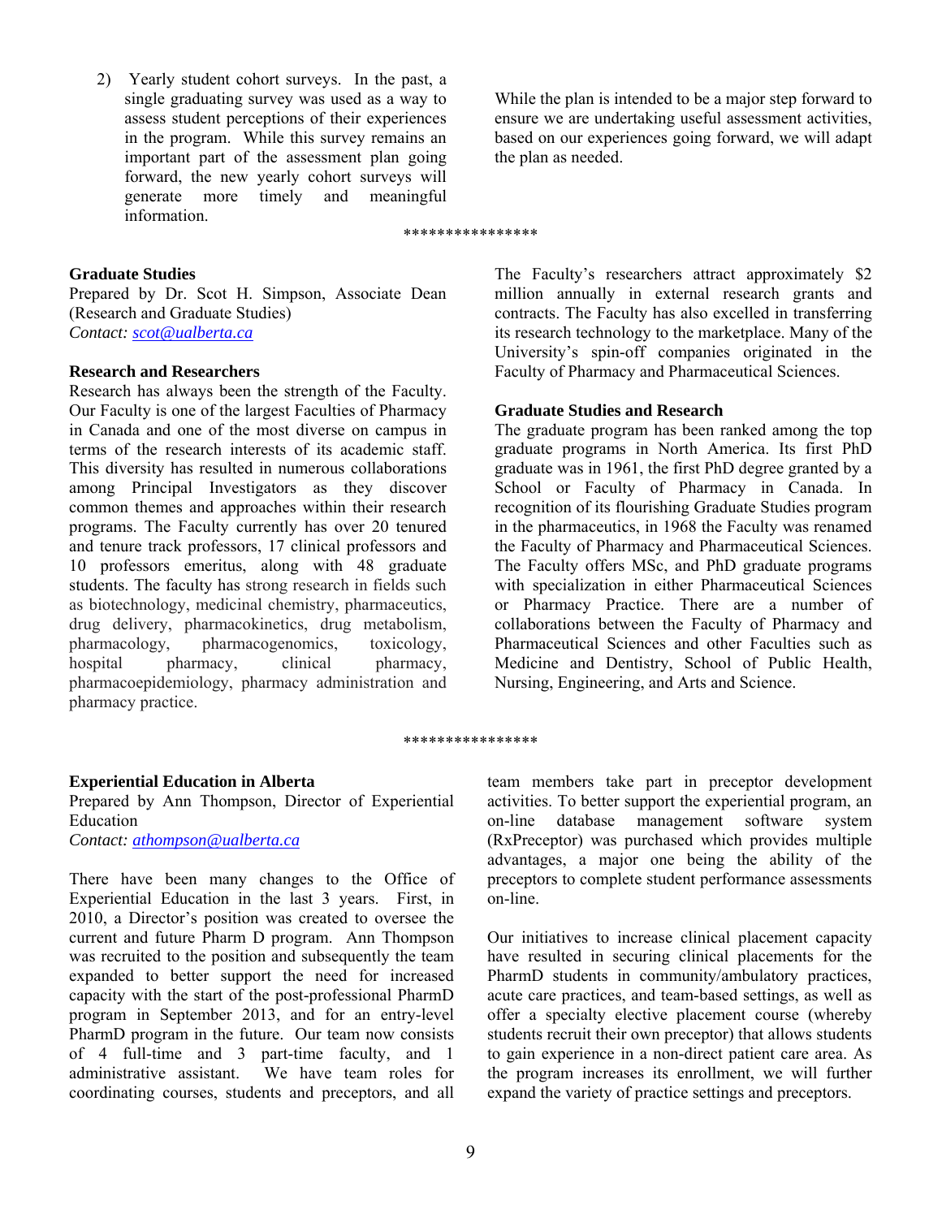2) Yearly student cohort surveys. In the past, a single graduating survey was used as a way to assess student perceptions of their experiences in the program. While this survey remains an important part of the assessment plan going forward, the new yearly cohort surveys will generate more timely and meaningful information.

While the plan is intended to be a major step forward to ensure we are undertaking useful assessment activities, based on our experiences going forward, we will adapt the plan as needed.

****************

### Graduate Studies

Prepared by Dr. Scot H. Simpson, Associate Dean (Research and Graduate Studies)
*Contact: scot@ualberta.ca*

#### Research and Researchers

Research has always been the strength of the Faculty. Our Faculty is one of the largest Faculties of Pharmacy in Canada and one of the most diverse on campus in terms of the research interests of its academic staff. This diversity has resulted in numerous collaborations among Principal Investigators as they discover common themes and approaches within their research programs. The Faculty currently has over 20 tenured and tenure track professors, 17 clinical professors and 10 professors emeritus, along with 48 graduate students. The faculty has strong research in fields such as biotechnology, medicinal chemistry, pharmaceutics, drug delivery, pharmacokinetics, drug metabolism, pharmacology, pharmacogenomics, toxicology, hospital pharmacy, clinical pharmacy, pharmacoepidemiology, pharmacy administration and pharmacy practice.

The Faculty's researchers attract approximately $2 million annually in external research grants and contracts. The Faculty has also excelled in transferring its research technology to the marketplace. Many of the University's spin-off companies originated in the Faculty of Pharmacy and Pharmaceutical Sciences.

#### Graduate Studies and Research

The graduate program has been ranked among the top graduate programs in North America. Its first PhD graduate was in 1961, the first PhD degree granted by a School or Faculty of Pharmacy in Canada. In recognition of its flourishing Graduate Studies program in the pharmaceutics, in 1968 the Faculty was renamed the Faculty of Pharmacy and Pharmaceutical Sciences. The Faculty offers MSc, and PhD graduate programs with specialization in either Pharmaceutical Sciences or Pharmacy Practice. There are a number of collaborations between the Faculty of Pharmacy and Pharmaceutical Sciences and other Faculties such as Medicine and Dentistry, School of Public Health, Nursing, Engineering, and Arts and Science.

****************

### Experiential Education in Alberta

Prepared by Ann Thompson, Director of Experiential Education
*Contact: athompson@ualberta.ca*

There have been many changes to the Office of Experiential Education in the last 3 years. First, in 2010, a Director's position was created to oversee the current and future Pharm D program. Ann Thompson was recruited to the position and subsequently the team expanded to better support the need for increased capacity with the start of the post-professional PharmD program in September 2013, and for an entry-level PharmD program in the future. Our team now consists of 4 full-time and 3 part-time faculty, and 1 administrative assistant. We have team roles for coordinating courses, students and preceptors, and all team members take part in preceptor development activities. To better support the experiential program, an on-line database management software system (RxPreceptor) was purchased which provides multiple advantages, a major one being the ability of the preceptors to complete student performance assessments on-line.

Our initiatives to increase clinical placement capacity have resulted in securing clinical placements for the PharmD students in community/ambulatory practices, acute care practices, and team-based settings, as well as offer a specialty elective placement course (whereby students recruit their own preceptor) that allows students to gain experience in a non-direct patient care area. As the program increases its enrollment, we will further expand the variety of practice settings and preceptors.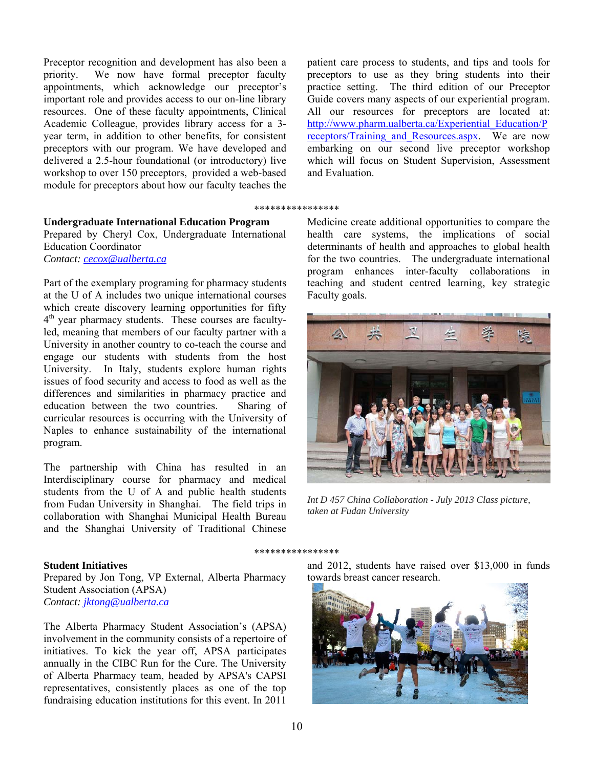Preceptor recognition and development has also been a priority. We now have formal preceptor faculty appointments, which acknowledge our preceptor's important role and provides access to our on-line library resources. One of these faculty appointments, Clinical Academic Colleague, provides library access for a 3-year term, in addition to other benefits, for consistent preceptors with our program. We have developed and delivered a 2.5-hour foundational (or introductory) live workshop to over 150 preceptors, provided a web-based module for preceptors about how our faculty teaches the patient care process to students, and tips and tools for preceptors to use as they bring students into their practice setting. The third edition of our Preceptor Guide covers many aspects of our experiential program. All our resources for preceptors are located at: [http://www.pharm.ualberta.ca/Experiential_Education/Preceptors/Training_and_Resources.aspx](http://www.pharm.ualberta.ca/Experiential_Education/Preceptors/Training_and_Resources.aspx). We are now embarking on our second live preceptor workshop which will focus on Student Supervision, Assessment and Evaluation.

\*\*\*\*\*\*\*\*\*\*\*\*\*\*\*\*

**Undergraduate International Education Program**

Prepared by Cheryl Cox, Undergraduate International Education Coordinator

*Contact: [cecox@ualberta.ca](mailto:cecox@ualberta.ca)*

Part of the exemplary programing for pharmacy students at the U of A includes two unique international courses which create discovery learning opportunities for fifty 4th year pharmacy students. These courses are faculty-led, meaning that members of our faculty partner with a University in another country to co-teach the course and engage our students with students from the host University. In Italy, students explore human rights issues of food security and access to food as well as the differences and similarities in pharmacy practice and education between the two countries. Sharing of curricular resources is occurring with the University of Naples to enhance sustainability of the international program.

The partnership with China has resulted in an Interdisciplinary course for pharmacy and medical students from the U of A and public health students from Fudan University in Shanghai. The field trips in collaboration with Shanghai Municipal Health Bureau and the Shanghai University of Traditional Chinese Medicine create additional opportunities to compare the health care systems, the implications of social determinants of health and approaches to global health for the two countries. The undergraduate international program enhances inter-faculty collaborations in teaching and student centred learning, key strategic Faculty goals.

*Int D 457 China Collaboration - July 2013 Class picture, taken at Fudan University*

\*\*\*\*\*\*\*\*\*\*\*\*\*\*\*\*

**Student Initiatives**

Prepared by Jon Tong, VP External, Alberta Pharmacy Student Association (APSA)

*Contact: [jktong@ualberta.ca](mailto:jktong@ualberta.ca)*

The Alberta Pharmacy Student Association's (APSA) involvement in the community consists of a repertoire of initiatives. To kick the year off, APSA participates annually in the CIBC Run for the Cure. The University of Alberta Pharmacy team, headed by APSA's CAPSI representatives, consistently places as one of the top fundraising education institutions for this event. In 2011 and 2012, students have raised over $13,000 in funds towards breast cancer research.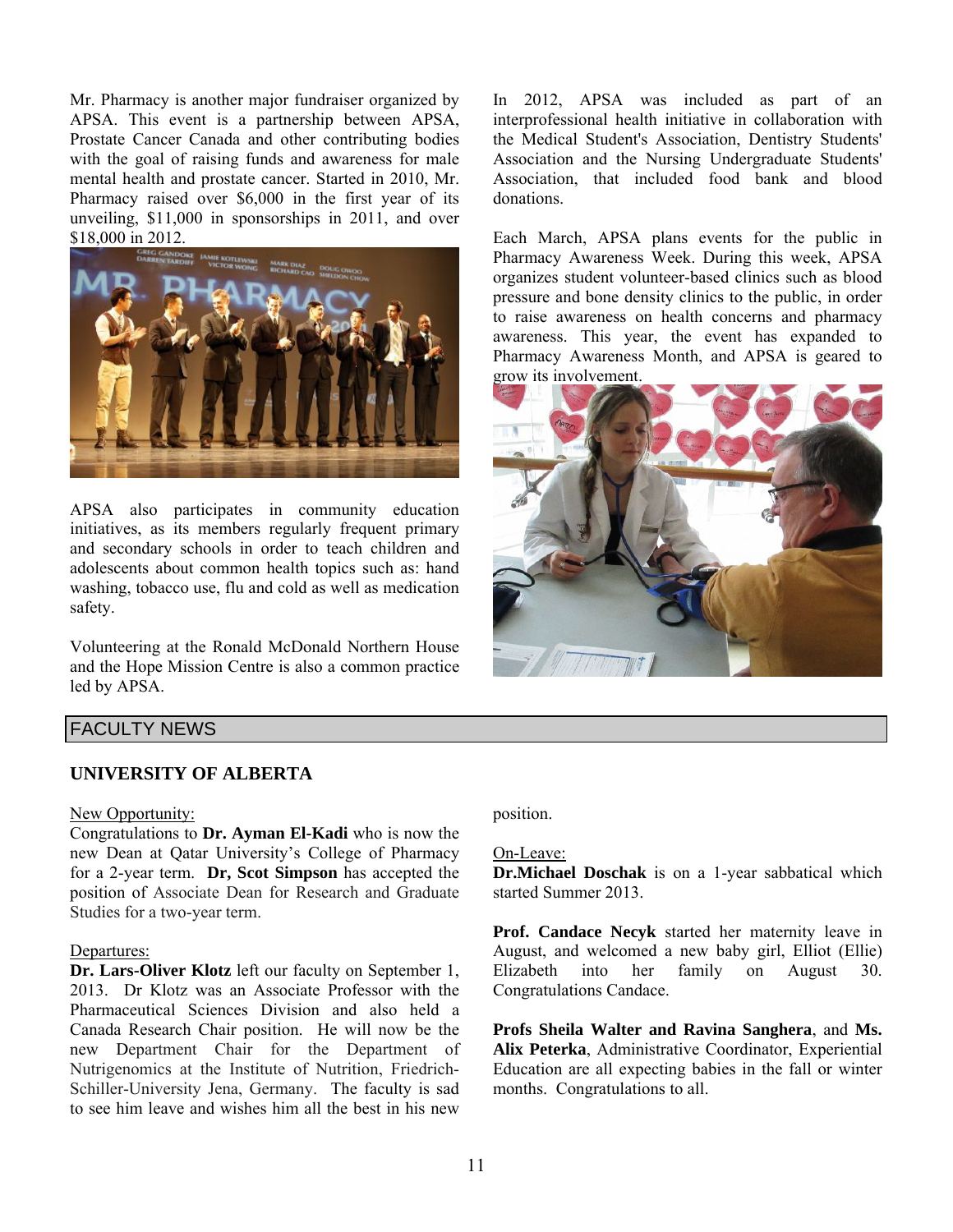Mr. Pharmacy is another major fundraiser organized by APSA. This event is a partnership between APSA, Prostate Cancer Canada and other contributing bodies with the goal of raising funds and awareness for male mental health and prostate cancer. Started in 2010, Mr. Pharmacy raised over $6,000 in the first year of its unveiling, $11,000 in sponsorships in 2011, and over $18,000 in 2012.

APSA also participates in community education initiatives, as its members regularly frequent primary and secondary schools in order to teach children and adolescents about common health topics such as: hand washing, tobacco use, flu and cold as well as medication safety.

Volunteering at the Ronald McDonald Northern House and the Hope Mission Centre is also a common practice led by APSA.

In 2012, APSA was included as part of an interprofessional health initiative in collaboration with the Medical Student's Association, Dentistry Students' Association and the Nursing Undergraduate Students' Association, that included food bank and blood donations.

Each March, APSA plans events for the public in Pharmacy Awareness Week. During this week, APSA organizes student volunteer-based clinics such as blood pressure and bone density clinics to the public, in order to raise awareness on health concerns and pharmacy awareness. This year, the event has expanded to Pharmacy Awareness Month, and APSA is geared to grow its involvement.

## FACULTY NEWS

### UNIVERSITY OF ALBERTA

New Opportunity:

Congratulations to **Dr. Ayman El-Kadi** who is now the new Dean at Qatar University's College of Pharmacy for a 2-year term. **Dr, Scot Simpson** has accepted the position of Associate Dean for Research and Graduate Studies for a two-year term.

Departures:

**Dr. Lars-Oliver Klotz** left our faculty on September 1, 2013. Dr Klotz was an Associate Professor with the Pharmaceutical Sciences Division and also held a Canada Research Chair position. He will now be the new Department Chair for the Department of Nutrigenomics at the Institute of Nutrition, Friedrich-Schiller-University Jena, Germany. The faculty is sad to see him leave and wishes him all the best in his new position.

On-Leave:

**Dr.Michael Doschak** is on a 1-year sabbatical which started Summer 2013.

**Prof. Candace Necyk** started her maternity leave in August, and welcomed a new baby girl, Elliot (Ellie) Elizabeth into her family on August 30. Congratulations Candace.

**Profs Sheila Walter and Ravina Sanghera**, and **Ms. Alix Peterka**, Administrative Coordinator, Experiential Education are all expecting babies in the fall or winter months. Congratulations to all.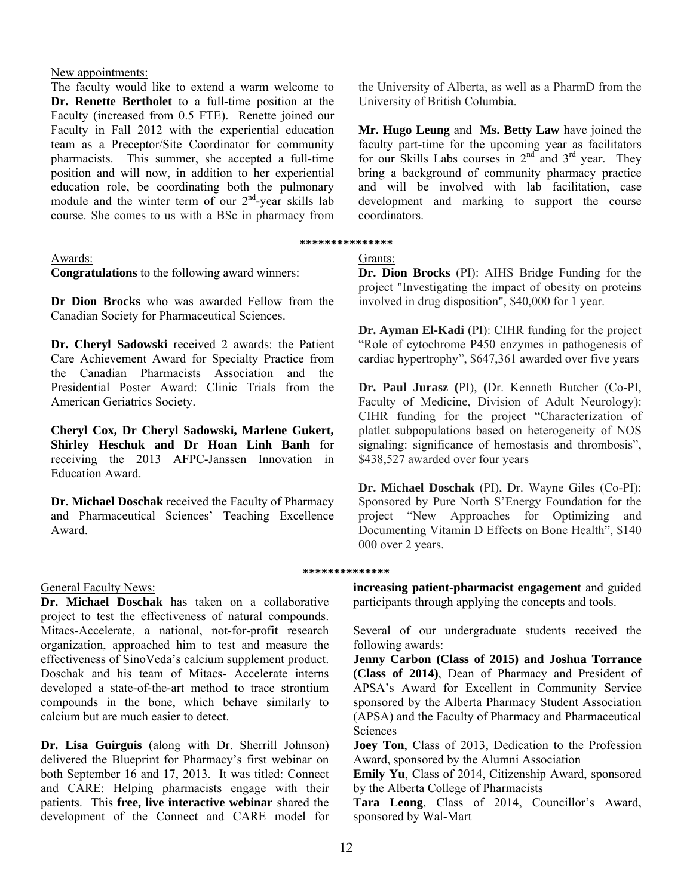New appointments:

The faculty would like to extend a warm welcome to **Dr. Renette Bertholet** to a full-time position at the Faculty (increased from 0.5 FTE). Renette joined our Faculty in Fall 2012 with the experiential education team as a Preceptor/Site Coordinator for community pharmacists. This summer, she accepted a full-time position and will now, in addition to her experiential education role, be coordinating both the pulmonary module and the winter term of our 2nd-year skills lab course. She comes to us with a BSc in pharmacy from the University of Alberta, as well as a PharmD from the University of British Columbia.

**Mr. Hugo Leung** and **Ms. Betty Law** have joined the faculty part-time for the upcoming year as facilitators for our Skills Labs courses in 2nd and 3rd year. They bring a background of community pharmacy practice and will be involved with lab facilitation, case development and marking to support the course coordinators.

***************

Awards:

**Congratulations** to the following award winners:

**Dr Dion Brocks** who was awarded Fellow from the Canadian Society for Pharmaceutical Sciences.

**Dr. Cheryl Sadowski** received 2 awards: the Patient Care Achievement Award for Specialty Practice from the Canadian Pharmacists Association and the Presidential Poster Award: Clinic Trials from the American Geriatrics Society.

**Cheryl Cox, Dr Cheryl Sadowski, Marlene Gukert, Shirley Heschuk and Dr Hoan Linh Banh** for receiving the 2013 AFPC-Janssen Innovation in Education Award.

**Dr. Michael Doschak** received the Faculty of Pharmacy and Pharmaceutical Sciences' Teaching Excellence Award.

Grants:

**Dr. Dion Brocks** (PI): AIHS Bridge Funding for the project "Investigating the impact of obesity on proteins involved in drug disposition", $40,000 for 1 year.

**Dr. Ayman El-Kadi** (PI): CIHR funding for the project "Role of cytochrome P450 enzymes in pathogenesis of cardiac hypertrophy", $647,361 awarded over five years

**Dr. Paul Jurasz (**PI), **(**Dr. Kenneth Butcher (Co-PI, Faculty of Medicine, Division of Adult Neurology): CIHR funding for the project "Characterization of platlet subpopulations based on heterogeneity of NOS signaling: significance of hemostasis and thrombosis", $438,527 awarded over four years

**Dr. Michael Doschak** (PI), Dr. Wayne Giles (Co-PI): Sponsored by Pure North S'Energy Foundation for the project "New Approaches for Optimizing and Documenting Vitamin D Effects on Bone Health", $140 000 over 2 years.

**************

General Faculty News:

**Dr. Michael Doschak** has taken on a collaborative project to test the effectiveness of natural compounds. Mitacs-Accelerate, a national, not-for-profit research organization, approached him to test and measure the effectiveness of SinoVeda's calcium supplement product. Doschak and his team of Mitacs- Accelerate interns developed a state-of-the-art method to trace strontium compounds in the bone, which behave similarly to calcium but are much easier to detect.

**Dr. Lisa Guirguis** (along with Dr. Sherrill Johnson) delivered the Blueprint for Pharmacy's first webinar on both September 16 and 17, 2013. It was titled: Connect and CARE: Helping pharmacists engage with their patients. This **free, live interactive webinar** shared the development of the Connect and CARE model for **increasing patient-pharmacist engagement** and guided participants through applying the concepts and tools.

Several of our undergraduate students received the following awards:

**Jenny Carbon (Class of 2015) and Joshua Torrance (Class of 2014)**, Dean of Pharmacy and President of APSA's Award for Excellent in Community Service sponsored by the Alberta Pharmacy Student Association (APSA) and the Faculty of Pharmacy and Pharmaceutical Sciences

**Joey Ton**, Class of 2013, Dedication to the Profession Award, sponsored by the Alumni Association

**Emily Yu**, Class of 2014, Citizenship Award, sponsored by the Alberta College of Pharmacists

**Tara Leong**, Class of 2014, Councillor's Award, sponsored by Wal-Mart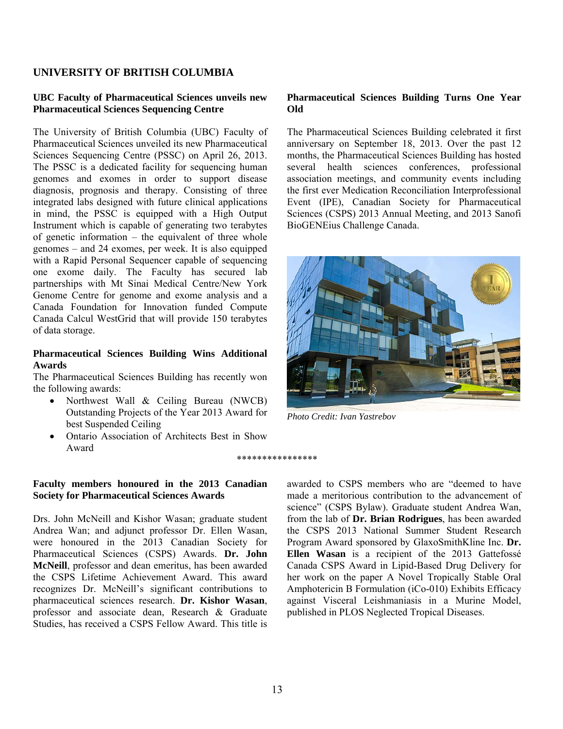## UNIVERSITY OF BRITISH COLUMBIA

### UBC Faculty of Pharmaceutical Sciences unveils new Pharmaceutical Sciences Sequencing Centre

The University of British Columbia (UBC) Faculty of Pharmaceutical Sciences unveiled its new Pharmaceutical Sciences Sequencing Centre (PSSC) on April 26, 2013. The PSSC is a dedicated facility for sequencing human genomes and exomes in order to support disease diagnosis, prognosis and therapy. Consisting of three integrated labs designed with future clinical applications in mind, the PSSC is equipped with a High Output Instrument which is capable of generating two terabytes of genetic information – the equivalent of three whole genomes – and 24 exomes, per week. It is also equipped with a Rapid Personal Sequencer capable of sequencing one exome daily. The Faculty has secured lab partnerships with Mt Sinai Medical Centre/New York Genome Centre for genome and exome analysis and a Canada Foundation for Innovation funded Compute Canada Calcul WestGrid that will provide 150 terabytes of data storage.

### Pharmaceutical Sciences Building Wins Additional Awards

The Pharmaceutical Sciences Building has recently won the following awards:

- Northwest Wall & Ceiling Bureau (NWCB) Outstanding Projects of the Year 2013 Award for best Suspended Ceiling
- Ontario Association of Architects Best in Show Award

### Pharmaceutical Sciences Building Turns One Year Old

The Pharmaceutical Sciences Building celebrated it first anniversary on September 18, 2013. Over the past 12 months, the Pharmaceutical Sciences Building has hosted several health sciences conferences, professional association meetings, and community events including the first ever Medication Reconciliation Interprofessional Event (IPE), Canadian Society for Pharmaceutical Sciences (CSPS) 2013 Annual Meeting, and 2013 Sanofi BioGENEius Challenge Canada.

*Photo Credit: Ivan Yastrebov*

****************

### Faculty members honoured in the 2013 Canadian Society for Pharmaceutical Sciences Awards

Drs. John McNeill and Kishor Wasan; graduate student Andrea Wan; and adjunct professor Dr. Ellen Wasan, were honoured in the 2013 Canadian Society for Pharmaceutical Sciences (CSPS) Awards. **Dr. John McNeill**, professor and dean emeritus, has been awarded the CSPS Lifetime Achievement Award. This award recognizes Dr. McNeill's significant contributions to pharmaceutical sciences research. **Dr. Kishor Wasan**, professor and associate dean, Research & Graduate Studies, has received a CSPS Fellow Award. This title is awarded to CSPS members who are "deemed to have made a meritorious contribution to the advancement of science" (CSPS Bylaw). Graduate student Andrea Wan, from the lab of **Dr. Brian Rodrigues**, has been awarded the CSPS 2013 National Summer Student Research Program Award sponsored by GlaxoSmithKline Inc. **Dr. Ellen Wasan** is a recipient of the 2013 Gattefossé Canada CSPS Award in Lipid-Based Drug Delivery for her work on the paper A Novel Tropically Stable Oral Amphotericin B Formulation (iCo-010) Exhibits Efficacy against Visceral Leishmaniasis in a Murine Model, published in PLOS Neglected Tropical Diseases.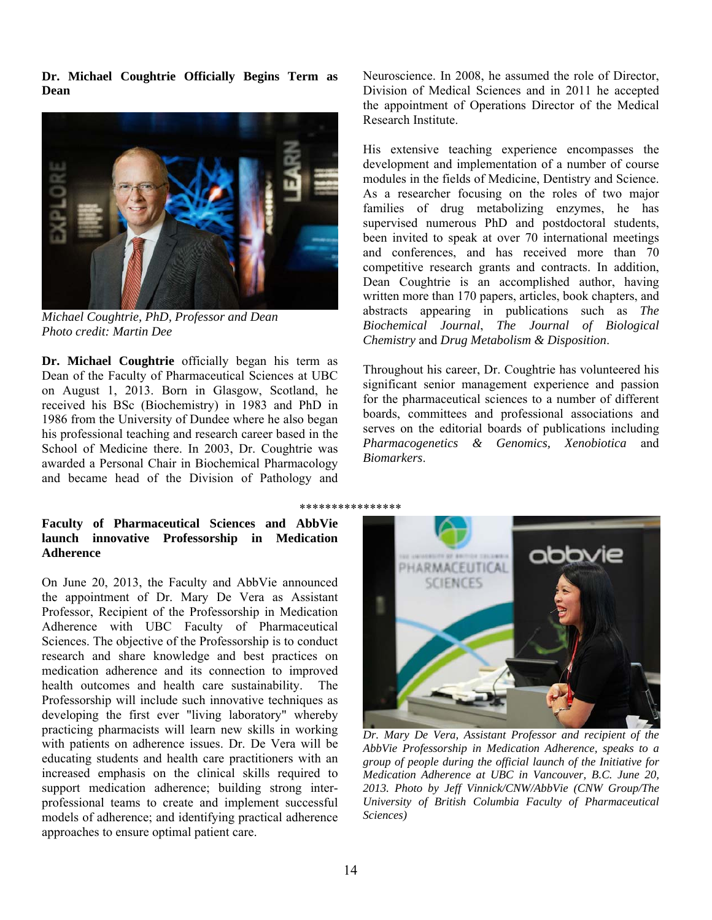**Dr. Michael Coughtrie Officially Begins Term as Dean**

*Michael Coughtrie, PhD, Professor and Dean*
*Photo credit: Martin Dee*

**Dr. Michael Coughtrie** officially began his term as Dean of the Faculty of Pharmaceutical Sciences at UBC on August 1, 2013. Born in Glasgow, Scotland, he received his BSc (Biochemistry) in 1983 and PhD in 1986 from the University of Dundee where he also began his professional teaching and research career based in the School of Medicine there. In 2003, Dr. Coughtrie was awarded a Personal Chair in Biochemical Pharmacology and became head of the Division of Pathology and Neuroscience. In 2008, he assumed the role of Director, Division of Medical Sciences and in 2011 he accepted the appointment of Operations Director of the Medical Research Institute.

His extensive teaching experience encompasses the development and implementation of a number of course modules in the fields of Medicine, Dentistry and Science. As a researcher focusing on the roles of two major families of drug metabolizing enzymes, he has supervised numerous PhD and postdoctoral students, been invited to speak at over 70 international meetings and conferences, and has received more than 70 competitive research grants and contracts. In addition, Dean Coughtrie is an accomplished author, having written more than 170 papers, articles, book chapters, and abstracts appearing in publications such as *The Biochemical Journal*, *The Journal of Biological Chemistry* and *Drug Metabolism & Disposition*.

Throughout his career, Dr. Coughtrie has volunteered his significant senior management experience and passion for the pharmaceutical sciences to a number of different boards, committees and professional associations and serves on the editorial boards of publications including *Pharmacogenetics & Genomics, Xenobiotica* and *Biomarkers*.

***************

**Faculty of Pharmaceutical Sciences and AbbVie launch innovative Professorship in Medication Adherence**

On June 20, 2013, the Faculty and AbbVie announced the appointment of Dr. Mary De Vera as Assistant Professor, Recipient of the Professorship in Medication Adherence with UBC Faculty of Pharmaceutical Sciences. The objective of the Professorship is to conduct research and share knowledge and best practices on medication adherence and its connection to improved health outcomes and health care sustainability. The Professorship will include such innovative techniques as developing the first ever "living laboratory" whereby practicing pharmacists will learn new skills in working with patients on adherence issues. Dr. De Vera will be educating students and health care practitioners with an increased emphasis on the clinical skills required to support medication adherence; building strong inter-professional teams to create and implement successful models of adherence; and identifying practical adherence approaches to ensure optimal patient care.

*Dr. Mary De Vera, Assistant Professor and recipient of the AbbVie Professorship in Medication Adherence, speaks to a group of people during the official launch of the Initiative for Medication Adherence at UBC in Vancouver, B.C. June 20, 2013. Photo by Jeff Vinnick/CNW/AbbVie (CNW Group/The University of British Columbia Faculty of Pharmaceutical Sciences)*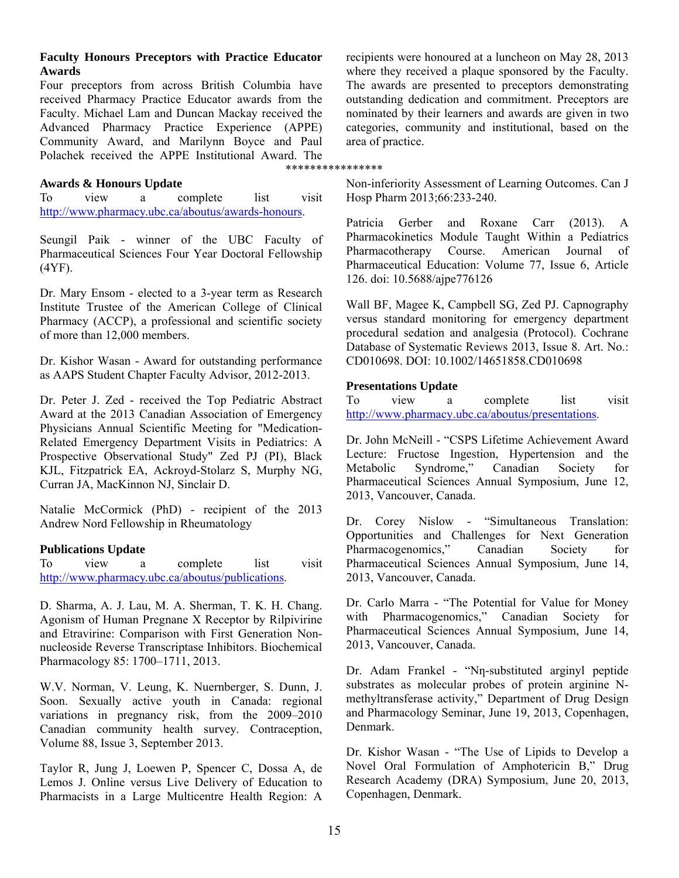**Faculty Honours Preceptors with Practice Educator Awards**

Four preceptors from across British Columbia have received Pharmacy Practice Educator awards from the Faculty. Michael Lam and Duncan Mackay received the Advanced Pharmacy Practice Experience (APPE) Community Award, and Marilynn Boyce and Paul Polachek received the APPE Institutional Award. The recipients were honoured at a luncheon on May 28, 2013 where they received a plaque sponsored by the Faculty. The awards are presented to preceptors demonstrating outstanding dedication and commitment. Preceptors are nominated by their learners and awards are given in two categories, community and institutional, based on the area of practice.

***************

**Awards & Honours Update**

To view a complete list visit http://www.pharmacy.ubc.ca/aboutus/awards-honours.

Seungil Paik - winner of the UBC Faculty of Pharmaceutical Sciences Four Year Doctoral Fellowship (4YF).

Dr. Mary Ensom - elected to a 3-year term as Research Institute Trustee of the American College of Clinical Pharmacy (ACCP), a professional and scientific society of more than 12,000 members.

Dr. Kishor Wasan - Award for outstanding performance as AAPS Student Chapter Faculty Advisor, 2012-2013.

Dr. Peter J. Zed - received the Top Pediatric Abstract Award at the 2013 Canadian Association of Emergency Physicians Annual Scientific Meeting for "Medication-Related Emergency Department Visits in Pediatrics: A Prospective Observational Study" Zed PJ (PI), Black KJL, Fitzpatrick EA, Ackroyd-Stolarz S, Murphy NG, Curran JA, MacKinnon NJ, Sinclair D.

Natalie McCormick (PhD) - recipient of the 2013 Andrew Nord Fellowship in Rheumatology

**Publications Update**

To view a complete list visit http://www.pharmacy.ubc.ca/aboutus/publications.

D. Sharma, A. J. Lau, M. A. Sherman, T. K. H. Chang. Agonism of Human Pregnane X Receptor by Rilpivirine and Etravirine: Comparison with First Generation Non-nucleoside Reverse Transcriptase Inhibitors. Biochemical Pharmacology 85: 1700–1711, 2013.

W.V. Norman, V. Leung, K. Nuernberger, S. Dunn, J. Soon. Sexually active youth in Canada: regional variations in pregnancy risk, from the 2009–2010 Canadian community health survey. Contraception, Volume 88, Issue 3, September 2013.

Taylor R, Jung J, Loewen P, Spencer C, Dossa A, de Lemos J. Online versus Live Delivery of Education to Pharmacists in a Large Multicentre Health Region: A Non-inferiority Assessment of Learning Outcomes. Can J Hosp Pharm 2013;66:233-240.

Patricia Gerber and Roxane Carr (2013). A Pharmacokinetics Module Taught Within a Pediatrics Pharmacotherapy Course. American Journal of Pharmaceutical Education: Volume 77, Issue 6, Article 126. doi: 10.5688/ajpe776126

Wall BF, Magee K, Campbell SG, Zed PJ. Capnography versus standard monitoring for emergency department procedural sedation and analgesia (Protocol). Cochrane Database of Systematic Reviews 2013, Issue 8. Art. No.: CD010698. DOI: 10.1002/14651858.CD010698

**Presentations Update**

To view a complete list visit http://www.pharmacy.ubc.ca/aboutus/presentations.

Dr. John McNeill - "CSPS Lifetime Achievement Award Lecture: Fructose Ingestion, Hypertension and the Metabolic Syndrome," Canadian Society for Pharmaceutical Sciences Annual Symposium, June 12, 2013, Vancouver, Canada.

Dr. Corey Nislow - "Simultaneous Translation: Opportunities and Challenges for Next Generation Pharmacogenomics," Canadian Society for Pharmaceutical Sciences Annual Symposium, June 14, 2013, Vancouver, Canada.

Dr. Carlo Marra - "The Potential for Value for Money with Pharmacogenomics," Canadian Society for Pharmaceutical Sciences Annual Symposium, June 14, 2013, Vancouver, Canada.

Dr. Adam Frankel - "Nη-substituted arginyl peptide substrates as molecular probes of protein arginine N-methyltransferase activity," Department of Drug Design and Pharmacology Seminar, June 19, 2013, Copenhagen, Denmark.

Dr. Kishor Wasan - "The Use of Lipids to Develop a Novel Oral Formulation of Amphotericin B," Drug Research Academy (DRA) Symposium, June 20, 2013, Copenhagen, Denmark.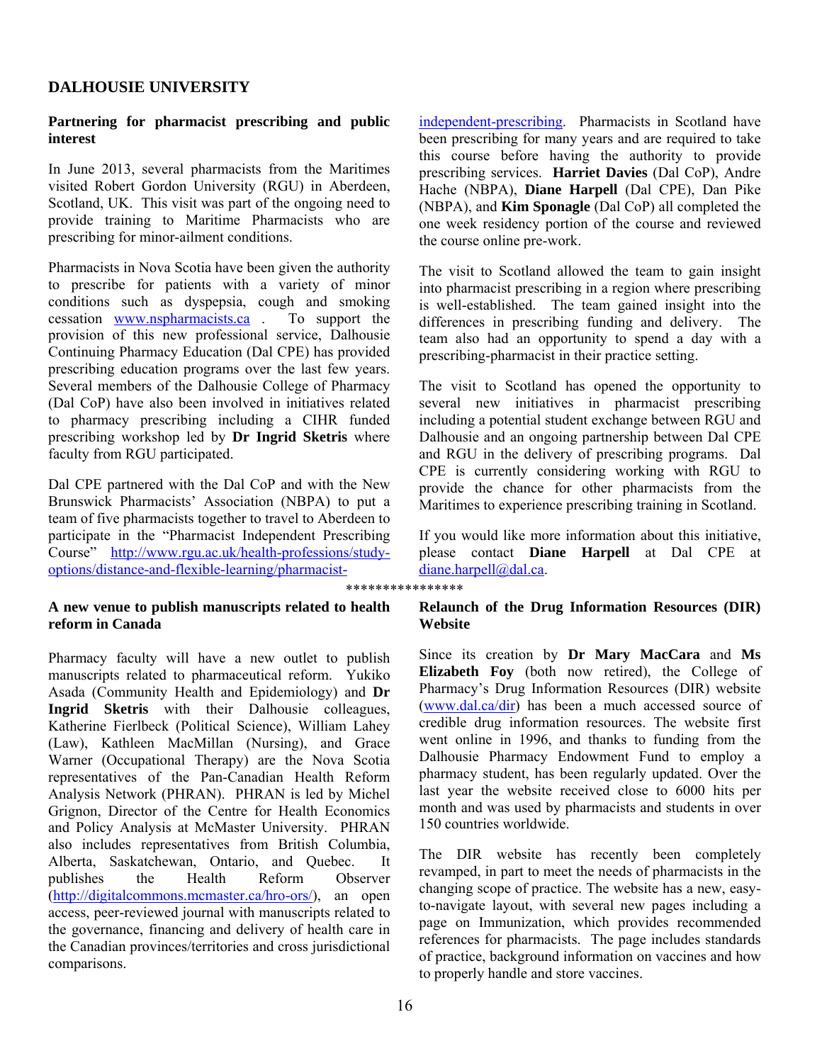## DALHOUSIE UNIVERSITY

### Partnering for pharmacist prescribing and public interest

In June 2013, several pharmacists from the Maritimes visited Robert Gordon University (RGU) in Aberdeen, Scotland, UK. This visit was part of the ongoing need to provide training to Maritime Pharmacists who are prescribing for minor-ailment conditions.

Pharmacists in Nova Scotia have been given the authority to prescribe for patients with a variety of minor conditions such as dyspepsia, cough and smoking cessation www.nspharmacists.ca . To support the provision of this new professional service, Dalhousie Continuing Pharmacy Education (Dal CPE) has provided prescribing education programs over the last few years. Several members of the Dalhousie College of Pharmacy (Dal CoP) have also been involved in initiatives related to pharmacy prescribing including a CIHR funded prescribing workshop led by **Dr Ingrid Sketris** where faculty from RGU participated.

Dal CPE partnered with the Dal CoP and with the New Brunswick Pharmacists' Association (NBPA) to put a team of five pharmacists together to travel to Aberdeen to participate in the "Pharmacist Independent Prescribing Course" http://www.rgu.ac.uk/health-professions/study-options/distance-and-flexible-learning/pharmacist-independent-prescribing. Pharmacists in Scotland have been prescribing for many years and are required to take this course before having the authority to provide prescribing services. **Harriet Davies** (Dal CoP), Andre Hache (NBPA), **Diane Harpell** (Dal CPE), Dan Pike (NBPA), and **Kim Sponagle** (Dal CoP) all completed the one week residency portion of the course and reviewed the course online pre-work.

The visit to Scotland allowed the team to gain insight into pharmacist prescribing in a region where prescribing is well-established. The team gained insight into the differences in prescribing funding and delivery. The team also had an opportunity to spend a day with a prescribing-pharmacist in their practice setting.

The visit to Scotland has opened the opportunity to several new initiatives in pharmacist prescribing including a potential student exchange between RGU and Dalhousie and an ongoing partnership between Dal CPE and RGU in the delivery of prescribing programs. Dal CPE is currently considering working with RGU to provide the chance for other pharmacists from the Maritimes to experience prescribing training in Scotland.

If you would like more information about this initiative, please contact **Diane Harpell** at Dal CPE at diane.harpell@dal.ca.

***************

### A new venue to publish manuscripts related to health reform in Canada

Pharmacy faculty will have a new outlet to publish manuscripts related to pharmaceutical reform. Yukiko Asada (Community Health and Epidemiology) and **Dr Ingrid Sketris** with their Dalhousie colleagues, Katherine Fierlbeck (Political Science), William Lahey (Law), Kathleen MacMillan (Nursing), and Grace Warner (Occupational Therapy) are the Nova Scotia representatives of the Pan-Canadian Health Reform Analysis Network (PHRAN). PHRAN is led by Michel Grignon, Director of the Centre for Health Economics and Policy Analysis at McMaster University. PHRAN also includes representatives from British Columbia, Alberta, Saskatchewan, Ontario, and Quebec. It publishes the Health Reform Observer (http://digitalcommons.mcmaster.ca/hro-ors/), an open access, peer-reviewed journal with manuscripts related to the governance, financing and delivery of health care in the Canadian provinces/territories and cross jurisdictional comparisons.

### Relaunch of the Drug Information Resources (DIR) Website

Since its creation by **Dr Mary MacCara** and **Ms Elizabeth Foy** (both now retired), the College of Pharmacy's Drug Information Resources (DIR) website (www.dal.ca/dir) has been a much accessed source of credible drug information resources. The website first went online in 1996, and thanks to funding from the Dalhousie Pharmacy Endowment Fund to employ a pharmacy student, has been regularly updated. Over the last year the website received close to 6000 hits per month and was used by pharmacists and students in over 150 countries worldwide.

The DIR website has recently been completely revamped, in part to meet the needs of pharmacists in the changing scope of practice. The website has a new, easy-to-navigate layout, with several new pages including a page on Immunization, which provides recommended references for pharmacists. The page includes standards of practice, background information on vaccines and how to properly handle and store vaccines.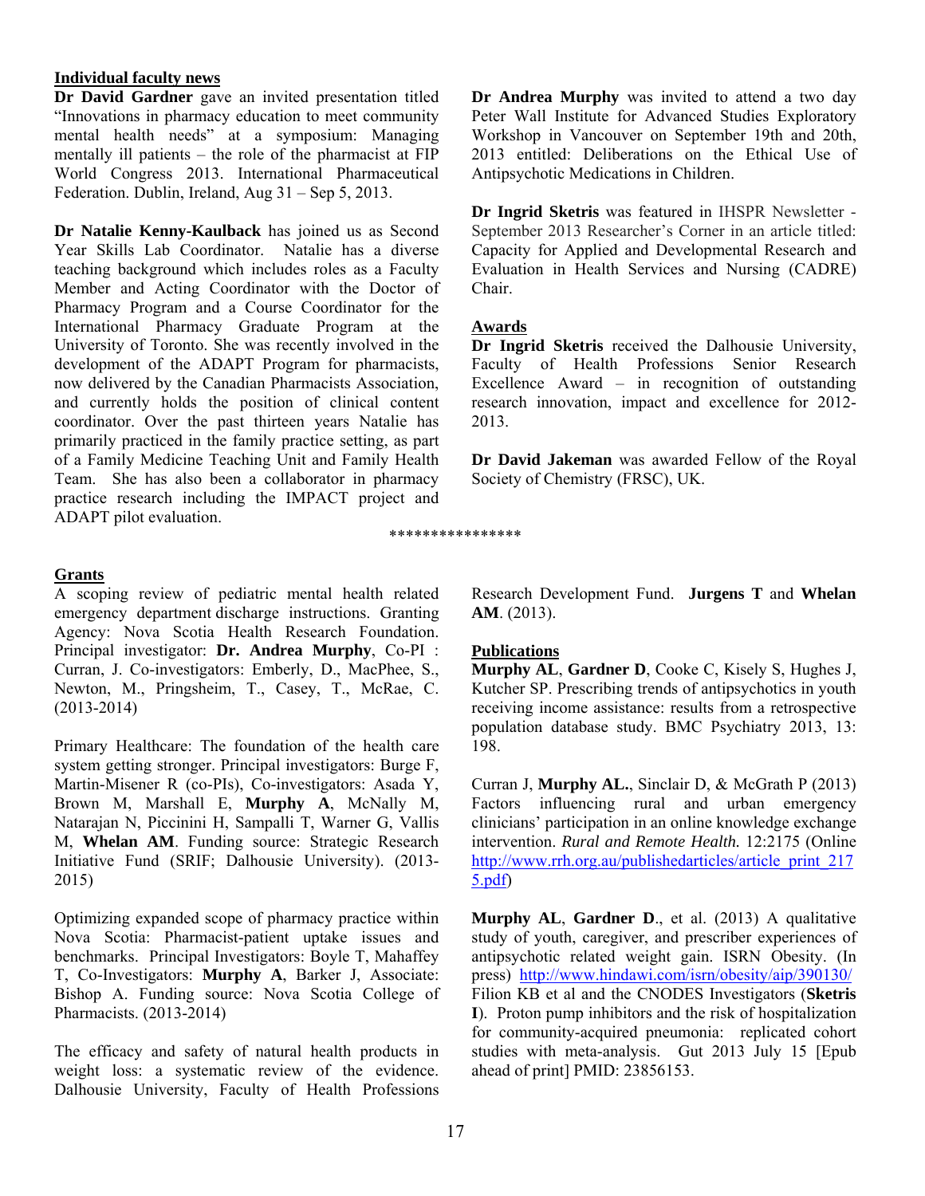## Individual faculty news

**Dr David Gardner** gave an invited presentation titled "Innovations in pharmacy education to meet community mental health needs" at a symposium: Managing mentally ill patients – the role of the pharmacist at FIP World Congress 2013. International Pharmaceutical Federation. Dublin, Ireland, Aug 31 – Sep 5, 2013.

**Dr Natalie Kenny-Kaulback** has joined us as Second Year Skills Lab Coordinator. Natalie has a diverse teaching background which includes roles as a Faculty Member and Acting Coordinator with the Doctor of Pharmacy Program and a Course Coordinator for the International Pharmacy Graduate Program at the University of Toronto. She was recently involved in the development of the ADAPT Program for pharmacists, now delivered by the Canadian Pharmacists Association, and currently holds the position of clinical content coordinator. Over the past thirteen years Natalie has primarily practiced in the family practice setting, as part of a Family Medicine Teaching Unit and Family Health Team. She has also been a collaborator in pharmacy practice research including the IMPACT project and ADAPT pilot evaluation.

**Dr Andrea Murphy** was invited to attend a two day Peter Wall Institute for Advanced Studies Exploratory Workshop in Vancouver on September 19th and 20th, 2013 entitled: Deliberations on the Ethical Use of Antipsychotic Medications in Children.

**Dr Ingrid Sketris** was featured in IHSPR Newsletter - September 2013 Researcher's Corner in an article titled: Capacity for Applied and Developmental Research and Evaluation in Health Services and Nursing (CADRE) Chair.

## Awards

**Dr Ingrid Sketris** received the Dalhousie University, Faculty of Health Professions Senior Research Excellence Award – in recognition of outstanding research innovation, impact and excellence for 2012-2013.

**Dr David Jakeman** was awarded Fellow of the Royal Society of Chemistry (FRSC), UK.

****************

## Grants

A scoping review of pediatric mental health related emergency department discharge instructions. Granting Agency: Nova Scotia Health Research Foundation. Principal investigator: **Dr. Andrea Murphy**, Co-PI : Curran, J. Co-investigators: Emberly, D., MacPhee, S., Newton, M., Pringsheim, T., Casey, T., McRae, C. (2013-2014)

Primary Healthcare: The foundation of the health care system getting stronger. Principal investigators: Burge F, Martin-Misener R (co-PIs), Co-investigators: Asada Y, Brown M, Marshall E, **Murphy A**, McNally M, Natarajan N, Piccinini H, Sampalli T, Warner G, Vallis M, **Whelan AM**. Funding source: Strategic Research Initiative Fund (SRIF; Dalhousie University). (2013-2015)

Optimizing expanded scope of pharmacy practice within Nova Scotia: Pharmacist-patient uptake issues and benchmarks. Principal Investigators: Boyle T, Mahaffey T, Co-Investigators: **Murphy A**, Barker J, Associate: Bishop A. Funding source: Nova Scotia College of Pharmacists. (2013-2014)

The efficacy and safety of natural health products in weight loss: a systematic review of the evidence. Dalhousie University, Faculty of Health Professions Research Development Fund. **Jurgens T** and **Whelan AM**. (2013).

## Publications

**Murphy AL**, **Gardner D**, Cooke C, Kisely S, Hughes J, Kutcher SP. Prescribing trends of antipsychotics in youth receiving income assistance: results from a retrospective population database study. BMC Psychiatry 2013, 13: 198.

Curran J, **Murphy AL.**, Sinclair D, & McGrath P (2013) Factors influencing rural and urban emergency clinicians' participation in an online knowledge exchange intervention. *Rural and Remote Health.* 12:2175 (Online http://www.rrh.org.au/publishedarticles/article_print_2175.pdf)

**Murphy AL**, **Gardner D**., et al. (2013) A qualitative study of youth, caregiver, and prescriber experiences of antipsychotic related weight gain. ISRN Obesity. (In press) http://www.hindawi.com/isrn/obesity/aip/390130/

Filion KB et al and the CNODES Investigators (**Sketris I**). Proton pump inhibitors and the risk of hospitalization for community-acquired pneumonia: replicated cohort studies with meta-analysis. Gut 2013 July 15 [Epub ahead of print] PMID: 23856153.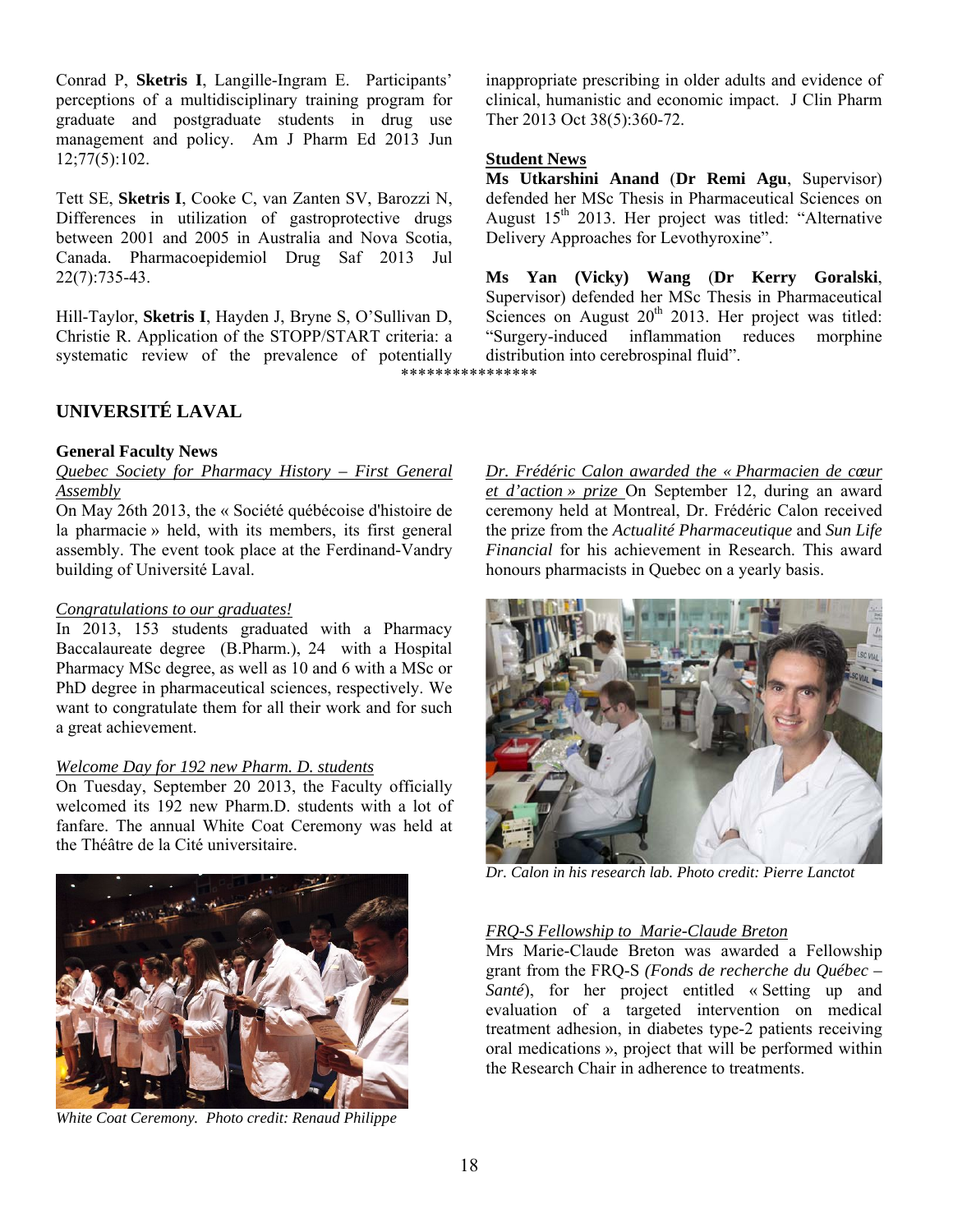Conrad P, **Sketris I**, Langille-Ingram E. Participants' perceptions of a multidisciplinary training program for graduate and postgraduate students in drug use management and policy. Am J Pharm Ed 2013 Jun 12;77(5):102.

Tett SE, **Sketris I**, Cooke C, van Zanten SV, Barozzi N, Differences in utilization of gastroprotective drugs between 2001 and 2005 in Australia and Nova Scotia, Canada. Pharmacoepidemiol Drug Saf 2013 Jul 22(7):735-43.

Hill-Taylor, **Sketris I**, Hayden J, Bryne S, O'Sullivan D, Christie R. Application of the STOPP/START criteria: a systematic review of the prevalence of potentially inappropriate prescribing in older adults and evidence of clinical, humanistic and economic impact. J Clin Pharm Ther 2013 Oct 38(5):360-72.

**Student News**

**Ms Utkarshini Anand** (**Dr Remi Agu**, Supervisor) defended her MSc Thesis in Pharmaceutical Sciences on August 15th 2013. Her project was titled: "Alternative Delivery Approaches for Levothyroxine".

**Ms Yan (Vicky) Wang** (**Dr Kerry Goralski**, Supervisor) defended her MSc Thesis in Pharmaceutical Sciences on August 20th 2013. Her project was titled: "Surgery-induced inflammation reduces morphine distribution into cerebrospinal fluid".

***************

## UNIVERSITÉ LAVAL

### General Faculty News

*Quebec Society for Pharmacy History – First General Assembly*

On May 26th 2013, the « Société québécoise d'histoire de la pharmacie » held, with its members, its first general assembly. The event took place at the Ferdinand-Vandry building of Université Laval.

*Congratulations to our graduates!*

In 2013, 153 students graduated with a Pharmacy Baccalaureate degree (B.Pharm.), 24 with a Hospital Pharmacy MSc degree, as well as 10 and 6 with a MSc or PhD degree in pharmaceutical sciences, respectively. We want to congratulate them for all their work and for such a great achievement.

*Welcome Day for 192 new Pharm. D. students*

On Tuesday, September 20 2013, the Faculty officially welcomed its 192 new Pharm.D. students with a lot of fanfare. The annual White Coat Ceremony was held at the Théâtre de la Cité universitaire.

*White Coat Ceremony. Photo credit: Renaud Philippe*

*Dr. Frédéric Calon awarded the « Pharmacien de cœur et d'action » prize* On September 12, during an award ceremony held at Montreal, Dr. Frédéric Calon received the prize from the *Actualité Pharmaceutique* and *Sun Life Financial* for his achievement in Research. This award honours pharmacists in Quebec on a yearly basis.

*Dr. Calon in his research lab. Photo credit: Pierre Lanctot*

*FRQ-S Fellowship to Marie-Claude Breton*

Mrs Marie-Claude Breton was awarded a Fellowship grant from the FRQ-S *(Fonds de recherche du Québec – Santé*), for her project entitled « Setting up and evaluation of a targeted intervention on medical treatment adhesion, in diabetes type-2 patients receiving oral medications », project that will be performed within the Research Chair in adherence to treatments.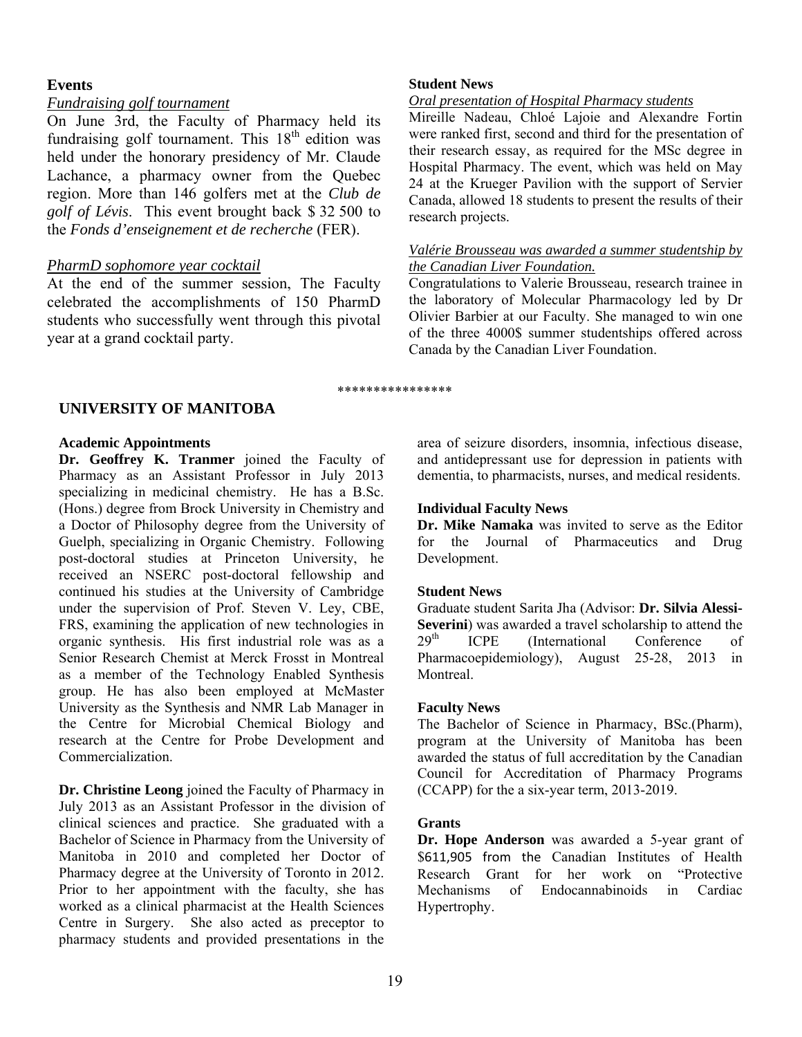## Events

*Fundraising golf tournament*

On June 3rd, the Faculty of Pharmacy held its fundraising golf tournament. This 18$^{th}$ edition was held under the honorary presidency of Mr. Claude Lachance, a pharmacy owner from the Quebec region. More than 146 golfers met at the *Club de golf of Lévis*. This event brought back $ 32 500 to the *Fonds d'enseignement et de recherche* (FER).

*PharmD sophomore year cocktail*

At the end of the summer session, The Faculty celebrated the accomplishments of 150 PharmD students who successfully went through this pivotal year at a grand cocktail party.

## Student News

*Oral presentation of Hospital Pharmacy students*

Mireille Nadeau, Chloé Lajoie and Alexandre Fortin were ranked first, second and third for the presentation of their research essay, as required for the MSc degree in Hospital Pharmacy. The event, which was held on May 24 at the Krueger Pavilion with the support of Servier Canada, allowed 18 students to present the results of their research projects.

*Valérie Brousseau was awarded a summer studentship by the Canadian Liver Foundation.*

Congratulations to Valerie Brousseau, research trainee in the laboratory of Molecular Pharmacology led by Dr Olivier Barbier at our Faculty. She managed to win one of the three 4000$ summer studentships offered across Canada by the Canadian Liver Foundation.

****************

# UNIVERSITY OF MANITOBA

## Academic Appointments

**Dr. Geoffrey K. Tranmer** joined the Faculty of Pharmacy as an Assistant Professor in July 2013 specializing in medicinal chemistry. He has a B.Sc. (Hons.) degree from Brock University in Chemistry and a Doctor of Philosophy degree from the University of Guelph, specializing in Organic Chemistry. Following post-doctoral studies at Princeton University, he received an NSERC post-doctoral fellowship and continued his studies at the University of Cambridge under the supervision of Prof. Steven V. Ley, CBE, FRS, examining the application of new technologies in organic synthesis. His first industrial role was as a Senior Research Chemist at Merck Frosst in Montreal as a member of the Technology Enabled Synthesis group. He has also been employed at McMaster University as the Synthesis and NMR Lab Manager in the Centre for Microbial Chemical Biology and research at the Centre for Probe Development and Commercialization.

**Dr. Christine Leong** joined the Faculty of Pharmacy in July 2013 as an Assistant Professor in the division of clinical sciences and practice. She graduated with a Bachelor of Science in Pharmacy from the University of Manitoba in 2010 and completed her Doctor of Pharmacy degree at the University of Toronto in 2012. Prior to her appointment with the faculty, she has worked as a clinical pharmacist at the Health Sciences Centre in Surgery. She also acted as preceptor to pharmacy students and provided presentations in the area of seizure disorders, insomnia, infectious disease, and antidepressant use for depression in patients with dementia, to pharmacists, nurses, and medical residents.

## Individual Faculty News

**Dr. Mike Namaka** was invited to serve as the Editor for the Journal of Pharmaceutics and Drug Development.

## Student News

Graduate student Sarita Jha (Advisor: **Dr. Silvia Alessi-Severini**) was awarded a travel scholarship to attend the 29$^{th}$ ICPE (International Conference of Pharmacoepidemiology), August 25-28, 2013 in Montreal.

## Faculty News

The Bachelor of Science in Pharmacy, BSc.(Pharm), program at the University of Manitoba has been awarded the status of full accreditation by the Canadian Council for Accreditation of Pharmacy Programs (CCAPP) for the a six-year term, 2013-2019.

## Grants

**Dr. Hope Anderson** was awarded a 5-year grant of $611,905 from the Canadian Institutes of Health Research Grant for her work on "Protective Mechanisms of Endocannabinoids in Cardiac Hypertrophy.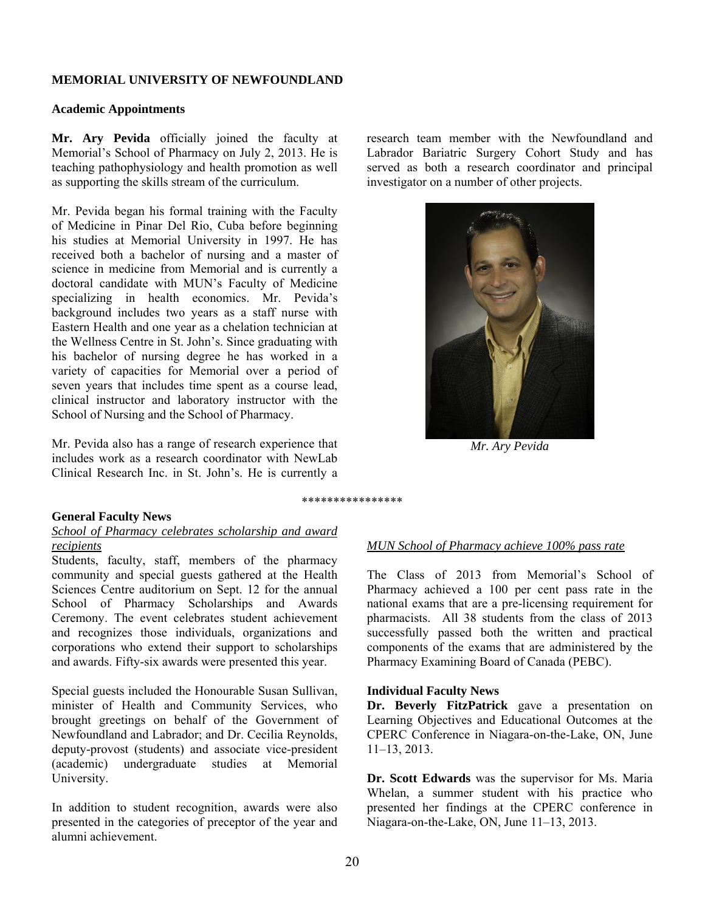**MEMORIAL UNIVERSITY OF NEWFOUNDLAND**

**Academic Appointments**

**Mr. Ary Pevida** officially joined the faculty at Memorial's School of Pharmacy on July 2, 2013. He is teaching pathophysiology and health promotion as well as supporting the skills stream of the curriculum.

Mr. Pevida began his formal training with the Faculty of Medicine in Pinar Del Rio, Cuba before beginning his studies at Memorial University in 1997. He has received both a bachelor of nursing and a master of science in medicine from Memorial and is currently a doctoral candidate with MUN's Faculty of Medicine specializing in health economics. Mr. Pevida's background includes two years as a staff nurse with Eastern Health and one year as a chelation technician at the Wellness Centre in St. John's. Since graduating with his bachelor of nursing degree he has worked in a variety of capacities for Memorial over a period of seven years that includes time spent as a course lead, clinical instructor and laboratory instructor with the School of Nursing and the School of Pharmacy.

Mr. Pevida also has a range of research experience that includes work as a research coordinator with NewLab Clinical Research Inc. in St. John's. He is currently a research team member with the Newfoundland and Labrador Bariatric Surgery Cohort Study and has served as both a research coordinator and principal investigator on a number of other projects.

*Mr. Ary Pevida*

****************

**General Faculty News**

*School of Pharmacy celebrates scholarship and award recipients*

Students, faculty, staff, members of the pharmacy community and special guests gathered at the Health Sciences Centre auditorium on Sept. 12 for the annual School of Pharmacy Scholarships and Awards Ceremony. The event celebrates student achievement and recognizes those individuals, organizations and corporations who extend their support to scholarships and awards. Fifty-six awards were presented this year.

Special guests included the Honourable Susan Sullivan, minister of Health and Community Services, who brought greetings on behalf of the Government of Newfoundland and Labrador; and Dr. Cecilia Reynolds, deputy-provost (students) and associate vice-president (academic) undergraduate studies at Memorial University.

In addition to student recognition, awards were also presented in the categories of preceptor of the year and alumni achievement.

*MUN School of Pharmacy achieve 100% pass rate*

The Class of 2013 from Memorial's School of Pharmacy achieved a 100 per cent pass rate in the national exams that are a pre-licensing requirement for pharmacists. All 38 students from the class of 2013 successfully passed both the written and practical components of the exams that are administered by the Pharmacy Examining Board of Canada (PEBC).

**Individual Faculty News**

**Dr. Beverly FitzPatrick** gave a presentation on Learning Objectives and Educational Outcomes at the CPERC Conference in Niagara-on-the-Lake, ON, June 11–13, 2013.

**Dr. Scott Edwards** was the supervisor for Ms. Maria Whelan, a summer student with his practice who presented her findings at the CPERC conference in Niagara-on-the-Lake, ON, June 11–13, 2013.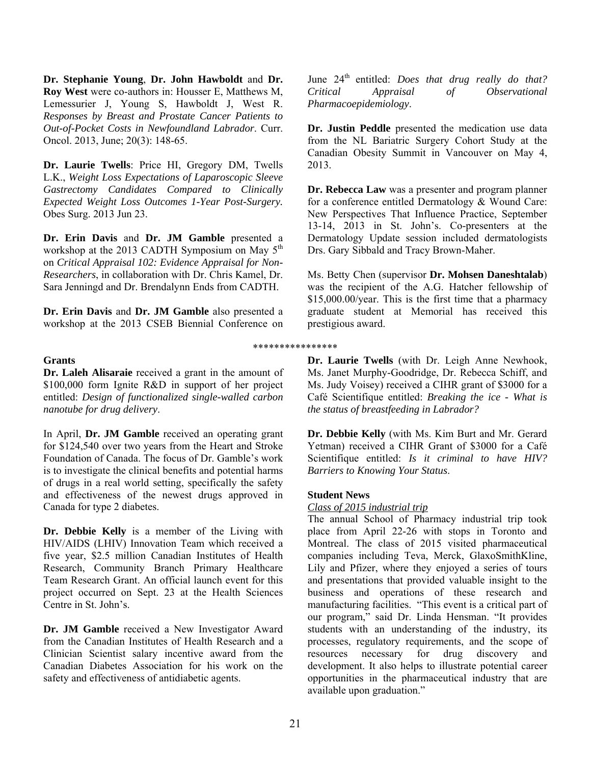**Dr. Stephanie Young**, **Dr. John Hawboldt** and **Dr. Roy West** were co-authors in: Housser E, Matthews M, Lemessurier J, Young S, Hawboldt J, West R. *Responses by Breast and Prostate Cancer Patients to Out-of-Pocket Costs in Newfoundland Labrador*. Curr. Oncol. 2013, June; 20(3): 148-65.

**Dr. Laurie Twells**: Price HI, Gregory DM, Twells L.K., *Weight Loss Expectations of Laparoscopic Sleeve Gastrectomy Candidates Compared to Clinically Expected Weight Loss Outcomes 1-Year Post-Surgery.* Obes Surg. 2013 Jun 23.

**Dr. Erin Davis** and **Dr. JM Gamble** presented a workshop at the 2013 CADTH Symposium on May 5th on *Critical Appraisal 102: Evidence Appraisal for Non-Researchers*, in collaboration with Dr. Chris Kamel, Dr. Sara Jenningd and Dr. Brendalynn Ends from CADTH.

**Dr. Erin Davis** and **Dr. JM Gamble** also presented a workshop at the 2013 CSEB Biennial Conference on June 24th entitled: *Does that drug really do that? Critical Appraisal of Observational Pharmacoepidemiology*.

**Dr. Justin Peddle** presented the medication use data from the NL Bariatric Surgery Cohort Study at the Canadian Obesity Summit in Vancouver on May 4, 2013.

**Dr. Rebecca Law** was a presenter and program planner for a conference entitled Dermatology & Wound Care: New Perspectives That Influence Practice, September 13-14, 2013 in St. John's. Co-presenters at the Dermatology Update session included dermatologists Drs. Gary Sibbald and Tracy Brown-Maher.

Ms. Betty Chen (supervisor **Dr. Mohsen Daneshtalab**) was the recipient of the A.G. Hatcher fellowship of $15,000.00/year. This is the first time that a pharmacy graduate student at Memorial has received this prestigious award.

****************

### Grants

**Dr. Laleh Alisaraie** received a grant in the amount of $100,000 form Ignite R&D in support of her project entitled: *Design of functionalized single-walled carbon nanotube for drug delivery*.

In April, **Dr. JM Gamble** received an operating grant for $124,540 over two years from the Heart and Stroke Foundation of Canada. The focus of Dr. Gamble's work is to investigate the clinical benefits and potential harms of drugs in a real world setting, specifically the safety and effectiveness of the newest drugs approved in Canada for type 2 diabetes.

**Dr. Debbie Kelly** is a member of the Living with HIV/AIDS (LHIV) Innovation Team which received a five year, $2.5 million Canadian Institutes of Health Research, Community Branch Primary Healthcare Team Research Grant. An official launch event for this project occurred on Sept. 23 at the Health Sciences Centre in St. John's.

**Dr. JM Gamble** received a New Investigator Award from the Canadian Institutes of Health Research and a Clinician Scientist salary incentive award from the Canadian Diabetes Association for his work on the safety and effectiveness of antidiabetic agents.

**Dr. Laurie Twells** (with Dr. Leigh Anne Newhook, Ms. Janet Murphy-Goodridge, Dr. Rebecca Schiff, and Ms. Judy Voisey) received a CIHR grant of $3000 for a Café Scientifique entitled: *Breaking the ice - What is the status of breastfeeding in Labrador?*

**Dr. Debbie Kelly** (with Ms. Kim Burt and Mr. Gerard Yetman) received a CIHR Grant of $3000 for a Café Scientifique entitled: *Is it criminal to have HIV? Barriers to Knowing Your Status*.

### Student News

*Class of 2015 industrial trip*

The annual School of Pharmacy industrial trip took place from April 22-26 with stops in Toronto and Montreal. The class of 2015 visited pharmaceutical companies including Teva, Merck, GlaxoSmithKline, Lily and Pfizer, where they enjoyed a series of tours and presentations that provided valuable insight to the business and operations of these research and manufacturing facilities. "This event is a critical part of our program," said Dr. Linda Hensman. "It provides students with an understanding of the industry, its processes, regulatory requirements, and the scope of resources necessary for drug discovery and development. It also helps to illustrate potential career opportunities in the pharmaceutical industry that are available upon graduation."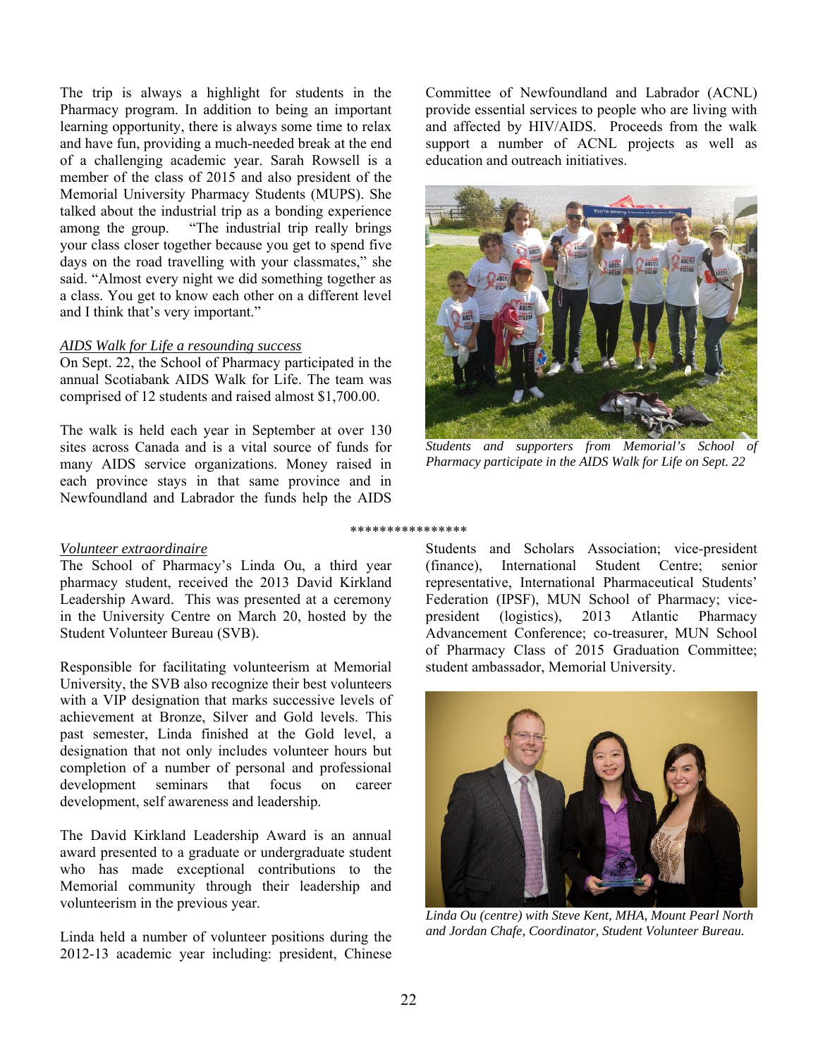The trip is always a highlight for students in the Pharmacy program. In addition to being an important learning opportunity, there is always some time to relax and have fun, providing a much-needed break at the end of a challenging academic year. Sarah Rowsell is a member of the class of 2015 and also president of the Memorial University Pharmacy Students (MUPS). She talked about the industrial trip as a bonding experience among the group. "The industrial trip really brings your class closer together because you get to spend five days on the road travelling with your classmates," she said. "Almost every night we did something together as a class. You get to know each other on a different level and I think that's very important."

*AIDS Walk for Life a resounding success*

On Sept. 22, the School of Pharmacy participated in the annual Scotiabank AIDS Walk for Life. The team was comprised of 12 students and raised almost $1,700.00.

The walk is held each year in September at over 130 sites across Canada and is a vital source of funds for many AIDS service organizations. Money raised in each province stays in that same province and in Newfoundland and Labrador the funds help the AIDS Committee of Newfoundland and Labrador (ACNL) provide essential services to people who are living with and affected by HIV/AIDS. Proceeds from the walk support a number of ACNL projects as well as education and outreach initiatives.

*Students and supporters from Memorial's School of Pharmacy participate in the AIDS Walk for Life on Sept. 22*

***************

*Volunteer extraordinaire*

The School of Pharmacy's Linda Ou, a third year pharmacy student, received the 2013 David Kirkland Leadership Award. This was presented at a ceremony in the University Centre on March 20, hosted by the Student Volunteer Bureau (SVB).

Responsible for facilitating volunteerism at Memorial University, the SVB also recognize their best volunteers with a VIP designation that marks successive levels of achievement at Bronze, Silver and Gold levels. This past semester, Linda finished at the Gold level, a designation that not only includes volunteer hours but completion of a number of personal and professional development seminars that focus on career development, self awareness and leadership.

The David Kirkland Leadership Award is an annual award presented to a graduate or undergraduate student who has made exceptional contributions to the Memorial community through their leadership and volunteerism in the previous year.

Linda held a number of volunteer positions during the 2012-13 academic year including: president, Chinese Students and Scholars Association; vice-president (finance), International Student Centre; senior representative, International Pharmaceutical Students' Federation (IPSF), MUN School of Pharmacy; vice-president (logistics), 2013 Atlantic Pharmacy Advancement Conference; co-treasurer, MUN School of Pharmacy Class of 2015 Graduation Committee; student ambassador, Memorial University.

*Linda Ou (centre) with Steve Kent, MHA, Mount Pearl North and Jordan Chafe, Coordinator, Student Volunteer Bureau.*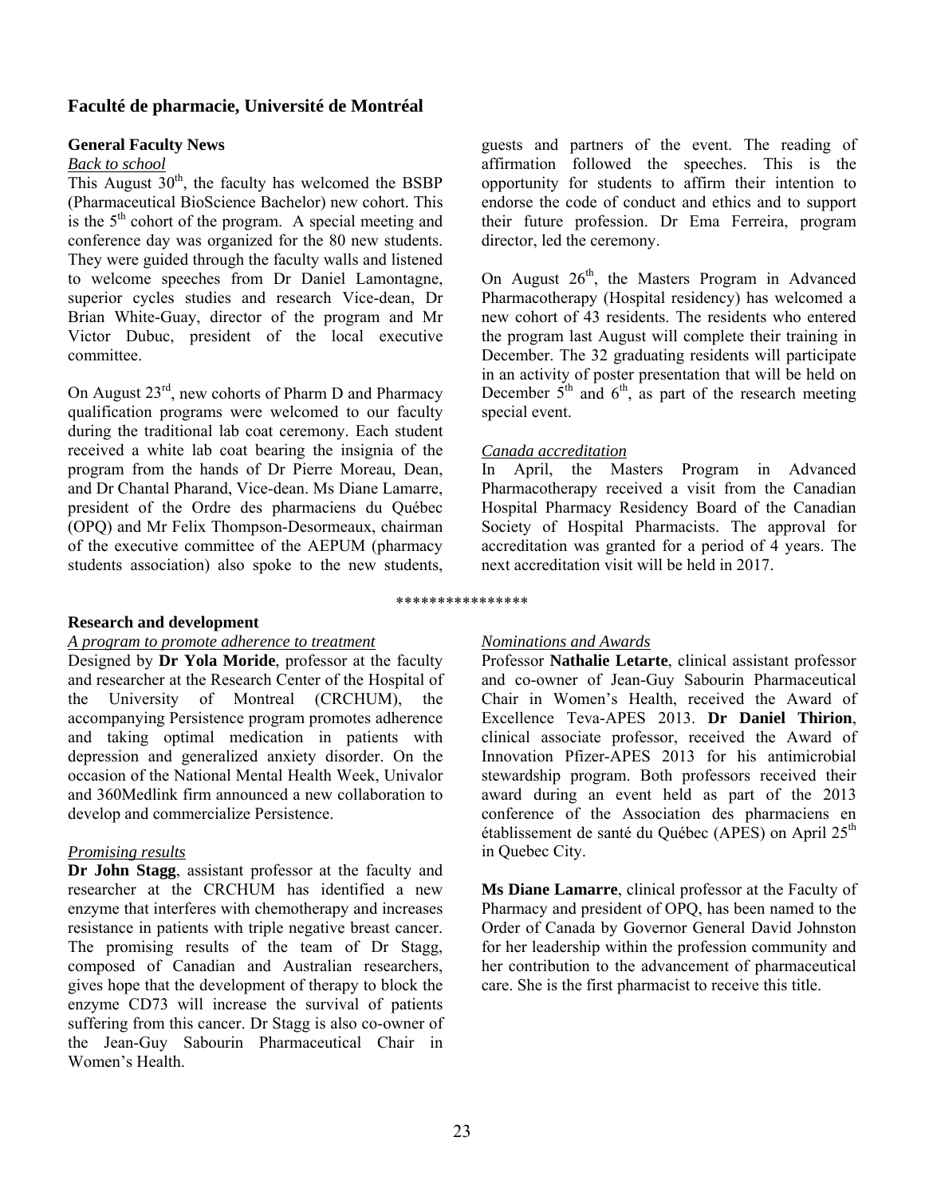## Faculté de pharmacie, Université de Montréal

### General Faculty News

*Back to school*

This August 30th, the faculty has welcomed the BSBP (Pharmaceutical BioScience Bachelor) new cohort. This is the 5th cohort of the program. A special meeting and conference day was organized for the 80 new students. They were guided through the faculty walls and listened to welcome speeches from Dr Daniel Lamontagne, superior cycles studies and research Vice-dean, Dr Brian White-Guay, director of the program and Mr Victor Dubuc, president of the local executive committee.

On August 23rd, new cohorts of Pharm D and Pharmacy qualification programs were welcomed to our faculty during the traditional lab coat ceremony. Each student received a white lab coat bearing the insignia of the program from the hands of Dr Pierre Moreau, Dean, and Dr Chantal Pharand, Vice-dean. Ms Diane Lamarre, president of the Ordre des pharmaciens du Québec (OPQ) and Mr Felix Thompson-Desormeaux, chairman of the executive committee of the AEPUM (pharmacy students association) also spoke to the new students, guests and partners of the event. The reading of affirmation followed the speeches. This is the opportunity for students to affirm their intention to endorse the code of conduct and ethics and to support their future profession. Dr Ema Ferreira, program director, led the ceremony.

On August 26th, the Masters Program in Advanced Pharmacotherapy (Hospital residency) has welcomed a new cohort of 43 residents. The residents who entered the program last August will complete their training in December. The 32 graduating residents will participate in an activity of poster presentation that will be held on December 5th and 6th, as part of the research meeting special event.

*Canada accreditation*

In April, the Masters Program in Advanced Pharmacotherapy received a visit from the Canadian Hospital Pharmacy Residency Board of the Canadian Society of Hospital Pharmacists. The approval for accreditation was granted for a period of 4 years. The next accreditation visit will be held in 2017.

****************

### Research and development

*A program to promote adherence to treatment*

Designed by **Dr Yola Moride**, professor at the faculty and researcher at the Research Center of the Hospital of the University of Montreal (CRCHUM), the accompanying Persistence program promotes adherence and taking optimal medication in patients with depression and generalized anxiety disorder. On the occasion of the National Mental Health Week, Univalor and 360Medlink firm announced a new collaboration to develop and commercialize Persistence.

*Promising results*

**Dr John Stagg**, assistant professor at the faculty and researcher at the CRCHUM has identified a new enzyme that interferes with chemotherapy and increases resistance in patients with triple negative breast cancer. The promising results of the team of Dr Stagg, composed of Canadian and Australian researchers, gives hope that the development of therapy to block the enzyme CD73 will increase the survival of patients suffering from this cancer. Dr Stagg is also co-owner of the Jean-Guy Sabourin Pharmaceutical Chair in Women's Health.

*Nominations and Awards*

Professor **Nathalie Letarte**, clinical assistant professor and co-owner of Jean-Guy Sabourin Pharmaceutical Chair in Women's Health, received the Award of Excellence Teva-APES 2013. **Dr Daniel Thirion**, clinical associate professor, received the Award of Innovation Pfizer-APES 2013 for his antimicrobial stewardship program. Both professors received their award during an event held as part of the 2013 conference of the Association des pharmaciens en établissement de santé du Québec (APES) on April 25th in Quebec City.

**Ms Diane Lamarre**, clinical professor at the Faculty of Pharmacy and president of OPQ, has been named to the Order of Canada by Governor General David Johnston for her leadership within the profession community and her contribution to the advancement of pharmaceutical care. She is the first pharmacist to receive this title.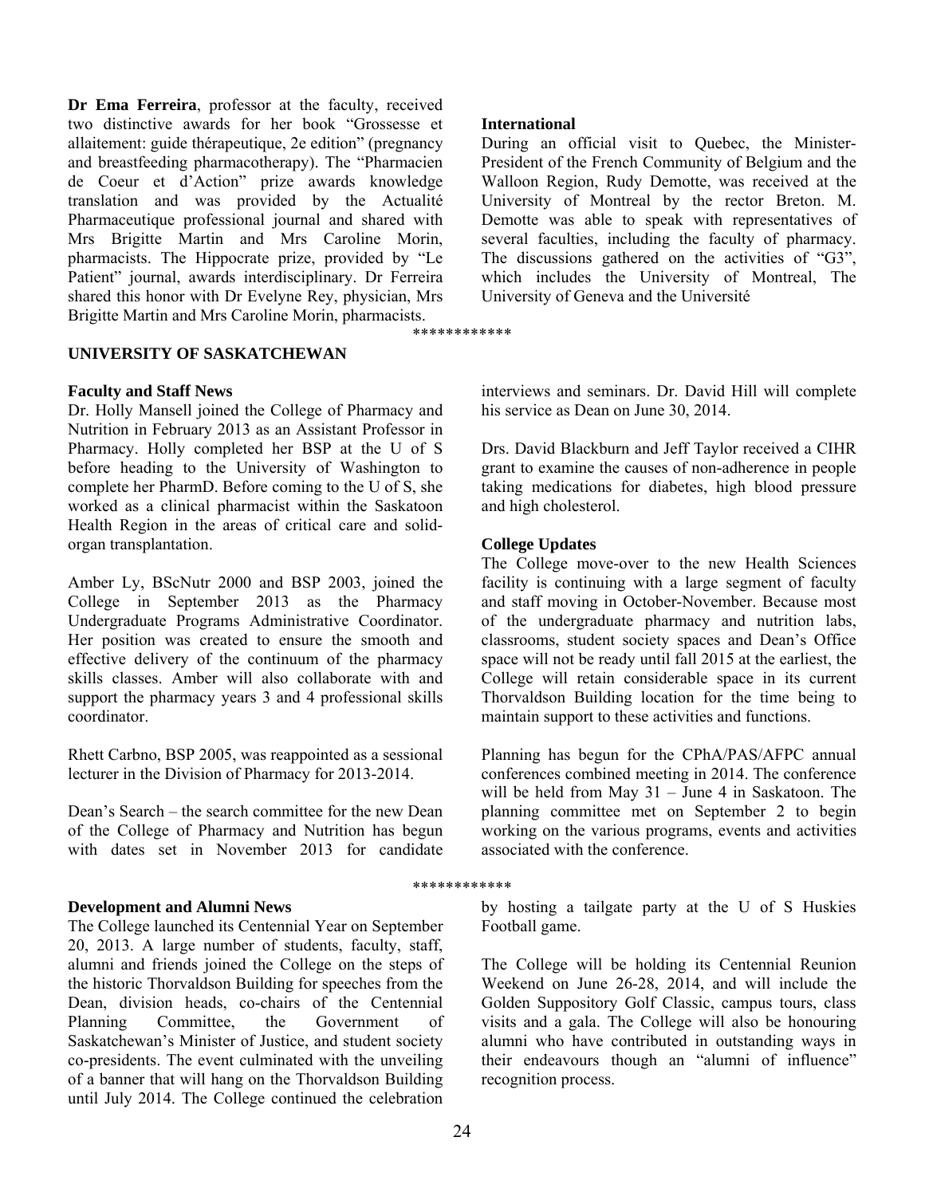**Dr Ema Ferreira**, professor at the faculty, received two distinctive awards for her book "Grossesse et allaitement: guide thérapeutique, 2e edition" (pregnancy and breastfeeding pharmacotherapy). The "Pharmacien de Coeur et d'Action" prize awards knowledge translation and was provided by the Actualité Pharmaceutique professional journal and shared with Mrs Brigitte Martin and Mrs Caroline Morin, pharmacists. The Hippocrate prize, provided by "Le Patient" journal, awards interdisciplinary. Dr Ferreira shared this honor with Dr Evelyne Rey, physician, Mrs Brigitte Martin and Mrs Caroline Morin, pharmacists.

**International**

During an official visit to Quebec, the Minister-President of the French Community of Belgium and the Walloon Region, Rudy Demotte, was received at the University of Montreal by the rector Breton. M. Demotte was able to speak with representatives of several faculties, including the faculty of pharmacy. The discussions gathered on the activities of "G3", which includes the University of Montreal, The University of Geneva and the Université

************

**UNIVERSITY OF SASKATCHEWAN**

**Faculty and Staff News**

Dr. Holly Mansell joined the College of Pharmacy and Nutrition in February 2013 as an Assistant Professor in Pharmacy. Holly completed her BSP at the U of S before heading to the University of Washington to complete her PharmD. Before coming to the U of S, she worked as a clinical pharmacist within the Saskatoon Health Region in the areas of critical care and solid-organ transplantation.

Amber Ly, BScNutr 2000 and BSP 2003, joined the College in September 2013 as the Pharmacy Undergraduate Programs Administrative Coordinator. Her position was created to ensure the smooth and effective delivery of the continuum of the pharmacy skills classes. Amber will also collaborate with and support the pharmacy years 3 and 4 professional skills coordinator.

Rhett Carbno, BSP 2005, was reappointed as a sessional lecturer in the Division of Pharmacy for 2013-2014.

Dean's Search – the search committee for the new Dean of the College of Pharmacy and Nutrition has begun with dates set in November 2013 for candidate interviews and seminars. Dr. David Hill will complete his service as Dean on June 30, 2014.

Drs. David Blackburn and Jeff Taylor received a CIHR grant to examine the causes of non-adherence in people taking medications for diabetes, high blood pressure and high cholesterol.

**College Updates**

The College move-over to the new Health Sciences facility is continuing with a large segment of faculty and staff moving in October-November. Because most of the undergraduate pharmacy and nutrition labs, classrooms, student society spaces and Dean's Office space will not be ready until fall 2015 at the earliest, the College will retain considerable space in its current Thorvaldson Building location for the time being to maintain support to these activities and functions.

Planning has begun for the CPhA/PAS/AFPC annual conferences combined meeting in 2014. The conference will be held from May 31 – June 4 in Saskatoon. The planning committee met on September 2 to begin working on the various programs, events and activities associated with the conference.

************

**Development and Alumni News**

The College launched its Centennial Year on September 20, 2013. A large number of students, faculty, staff, alumni and friends joined the College on the steps of the historic Thorvaldson Building for speeches from the Dean, division heads, co-chairs of the Centennial Planning Committee, the Government of Saskatchewan's Minister of Justice, and student society co-presidents. The event culminated with the unveiling of a banner that will hang on the Thorvaldson Building until July 2014. The College continued the celebration by hosting a tailgate party at the U of S Huskies Football game.

The College will be holding its Centennial Reunion Weekend on June 26-28, 2014, and will include the Golden Suppository Golf Classic, campus tours, class visits and a gala. The College will also be honouring alumni who have contributed in outstanding ways in their endeavours though an "alumni of influence" recognition process.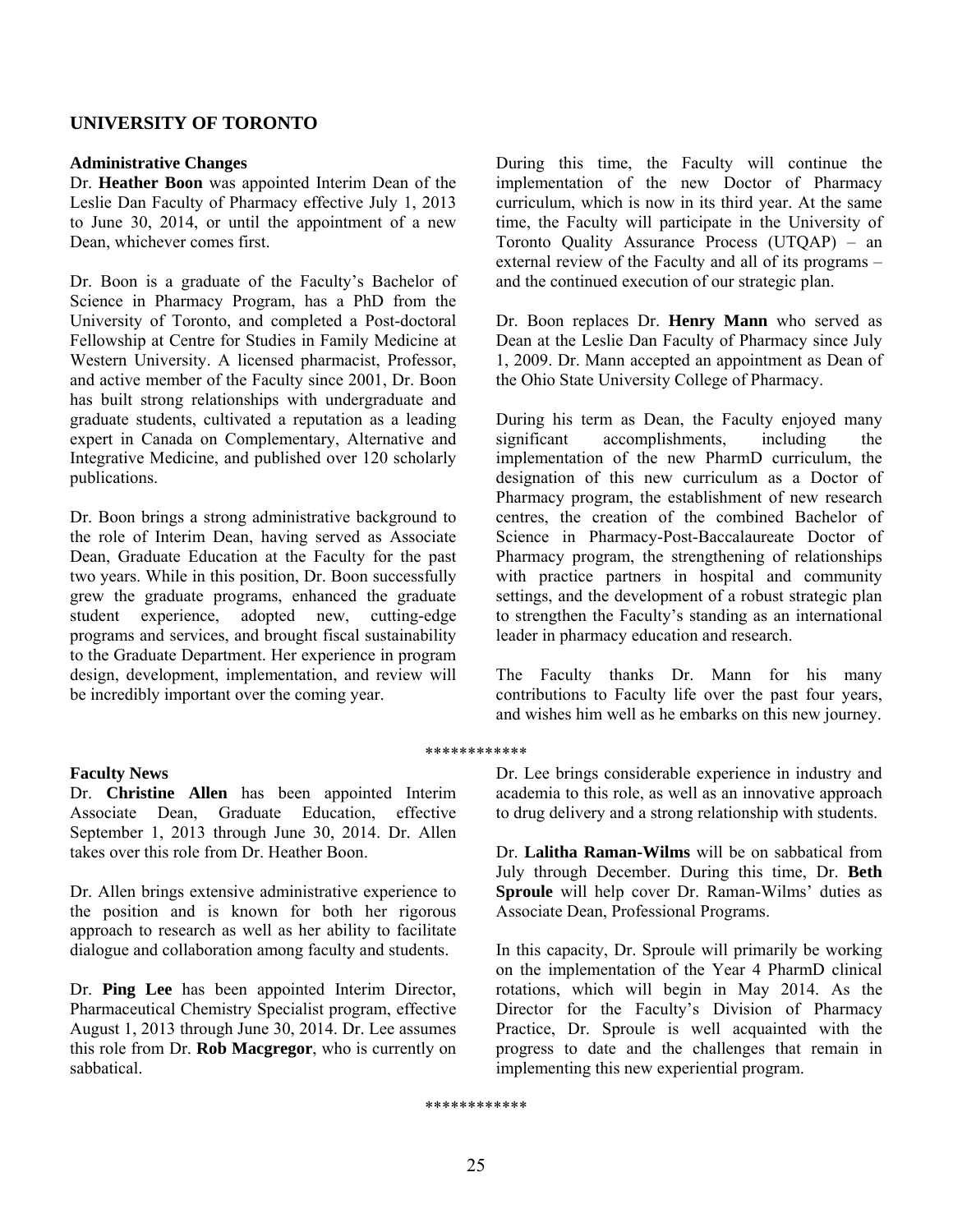## UNIVERSITY OF TORONTO

### Administrative Changes

Dr. **Heather Boon** was appointed Interim Dean of the Leslie Dan Faculty of Pharmacy effective July 1, 2013 to June 30, 2014, or until the appointment of a new Dean, whichever comes first.

Dr. Boon is a graduate of the Faculty's Bachelor of Science in Pharmacy Program, has a PhD from the University of Toronto, and completed a Post-doctoral Fellowship at Centre for Studies in Family Medicine at Western University. A licensed pharmacist, Professor, and active member of the Faculty since 2001, Dr. Boon has built strong relationships with undergraduate and graduate students, cultivated a reputation as a leading expert in Canada on Complementary, Alternative and Integrative Medicine, and published over 120 scholarly publications.

Dr. Boon brings a strong administrative background to the role of Interim Dean, having served as Associate Dean, Graduate Education at the Faculty for the past two years. While in this position, Dr. Boon successfully grew the graduate programs, enhanced the graduate student experience, adopted new, cutting-edge programs and services, and brought fiscal sustainability to the Graduate Department. Her experience in program design, development, implementation, and review will be incredibly important over the coming year.

During this time, the Faculty will continue the implementation of the new Doctor of Pharmacy curriculum, which is now in its third year. At the same time, the Faculty will participate in the University of Toronto Quality Assurance Process (UTQAP) – an external review of the Faculty and all of its programs – and the continued execution of our strategic plan.

Dr. Boon replaces Dr. **Henry Mann** who served as Dean at the Leslie Dan Faculty of Pharmacy since July 1, 2009. Dr. Mann accepted an appointment as Dean of the Ohio State University College of Pharmacy.

During his term as Dean, the Faculty enjoyed many significant accomplishments, including the implementation of the new PharmD curriculum, the designation of this new curriculum as a Doctor of Pharmacy program, the establishment of new research centres, the creation of the combined Bachelor of Science in Pharmacy-Post-Baccalaureate Doctor of Pharmacy program, the strengthening of relationships with practice partners in hospital and community settings, and the development of a robust strategic plan to strengthen the Faculty's standing as an international leader in pharmacy education and research.

The Faculty thanks Dr. Mann for his many contributions to Faculty life over the past four years, and wishes him well as he embarks on this new journey.

************

### Faculty News

Dr. **Christine Allen** has been appointed Interim Associate Dean, Graduate Education, effective September 1, 2013 through June 30, 2014. Dr. Allen takes over this role from Dr. Heather Boon.

Dr. Allen brings extensive administrative experience to the position and is known for both her rigorous approach to research as well as her ability to facilitate dialogue and collaboration among faculty and students.

Dr. **Ping Lee** has been appointed Interim Director, Pharmaceutical Chemistry Specialist program, effective August 1, 2013 through June 30, 2014. Dr. Lee assumes this role from Dr. **Rob Macgregor**, who is currently on sabbatical.

Dr. Lee brings considerable experience in industry and academia to this role, as well as an innovative approach to drug delivery and a strong relationship with students.

Dr. **Lalitha Raman-Wilms** will be on sabbatical from July through December. During this time, Dr. **Beth Sproule** will help cover Dr. Raman-Wilms' duties as Associate Dean, Professional Programs.

In this capacity, Dr. Sproule will primarily be working on the implementation of the Year 4 PharmD clinical rotations, which will begin in May 2014. As the Director for the Faculty's Division of Pharmacy Practice, Dr. Sproule is well acquainted with the progress to date and the challenges that remain in implementing this new experiential program.

************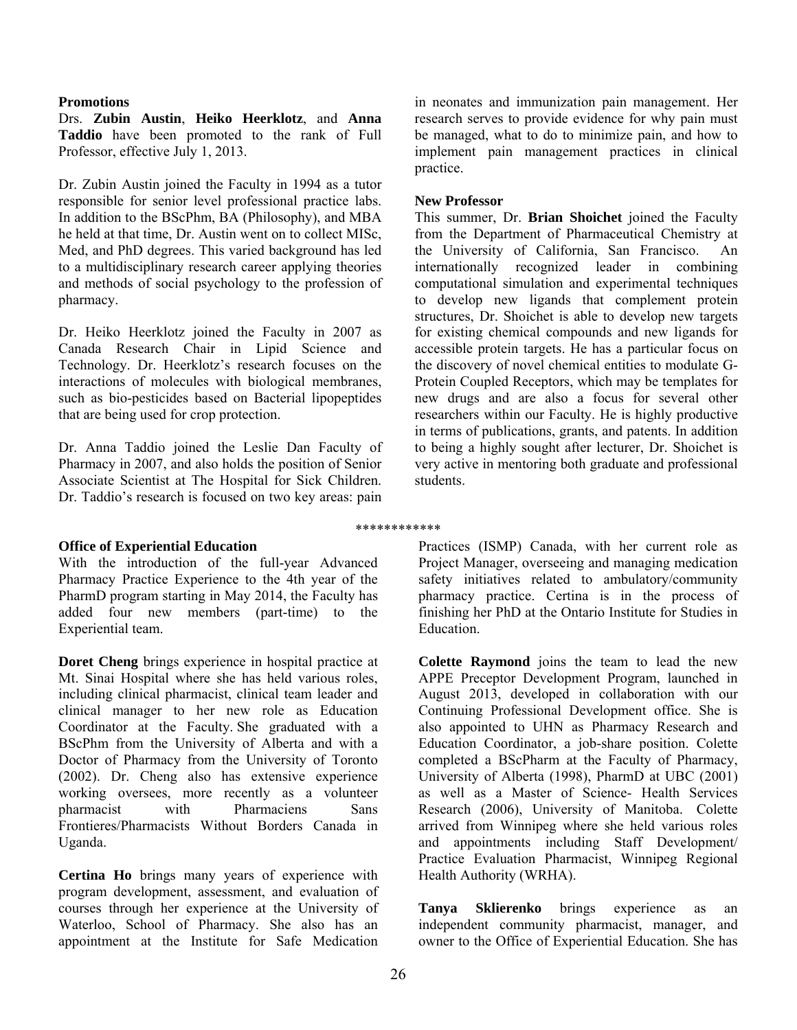### Promotions

Drs. **Zubin Austin**, **Heiko Heerklotz**, and **Anna Taddio** have been promoted to the rank of Full Professor, effective July 1, 2013.

Dr. Zubin Austin joined the Faculty in 1994 as a tutor responsible for senior level professional practice labs. In addition to the BScPhm, BA (Philosophy), and MBA he held at that time, Dr. Austin went on to collect MISc, Med, and PhD degrees. This varied background has led to a multidisciplinary research career applying theories and methods of social psychology to the profession of pharmacy.

Dr. Heiko Heerklotz joined the Faculty in 2007 as Canada Research Chair in Lipid Science and Technology. Dr. Heerklotz's research focuses on the interactions of molecules with biological membranes, such as bio-pesticides based on Bacterial lipopeptides that are being used for crop protection.

Dr. Anna Taddio joined the Leslie Dan Faculty of Pharmacy in 2007, and also holds the position of Senior Associate Scientist at The Hospital for Sick Children. Dr. Taddio's research is focused on two key areas: pain in neonates and immunization pain management. Her research serves to provide evidence for why pain must be managed, what to do to minimize pain, and how to implement pain management practices in clinical practice.

### New Professor

This summer, Dr. **Brian Shoichet** joined the Faculty from the Department of Pharmaceutical Chemistry at the University of California, San Francisco. An internationally recognized leader in combining computational simulation and experimental techniques to develop new ligands that complement protein structures, Dr. Shoichet is able to develop new targets for existing chemical compounds and new ligands for accessible protein targets. He has a particular focus on the discovery of novel chemical entities to modulate G-Protein Coupled Receptors, which may be templates for new drugs and are also a focus for several other researchers within our Faculty. He is highly productive in terms of publications, grants, and patents. In addition to being a highly sought after lecturer, Dr. Shoichet is very active in mentoring both graduate and professional students.

************

### Office of Experiential Education

With the introduction of the full-year Advanced Pharmacy Practice Experience to the 4th year of the PharmD program starting in May 2014, the Faculty has added four new members (part-time) to the Experiential team.

**Doret Cheng** brings experience in hospital practice at Mt. Sinai Hospital where she has held various roles, including clinical pharmacist, clinical team leader and clinical manager to her new role as Education Coordinator at the Faculty. She graduated with a BScPhm from the University of Alberta and with a Doctor of Pharmacy from the University of Toronto (2002). Dr. Cheng also has extensive experience working oversees, more recently as a volunteer pharmacist with Pharmaciens Sans Frontieres/Pharmacists Without Borders Canada in Uganda.

**Certina Ho** brings many years of experience with program development, assessment, and evaluation of courses through her experience at the University of Waterloo, School of Pharmacy. She also has an appointment at the Institute for Safe Medication Practices (ISMP) Canada, with her current role as Project Manager, overseeing and managing medication safety initiatives related to ambulatory/community pharmacy practice. Certina is in the process of finishing her PhD at the Ontario Institute for Studies in Education.

**Colette Raymond** joins the team to lead the new APPE Preceptor Development Program, launched in August 2013, developed in collaboration with our Continuing Professional Development office. She is also appointed to UHN as Pharmacy Research and Education Coordinator, a job-share position. Colette completed a BScPharm at the Faculty of Pharmacy, University of Alberta (1998), PharmD at UBC (2001) as well as a Master of Science- Health Services Research (2006), University of Manitoba. Colette arrived from Winnipeg where she held various roles and appointments including Staff Development/ Practice Evaluation Pharmacist, Winnipeg Regional Health Authority (WRHA).

**Tanya Sklierenko** brings experience as an independent community pharmacist, manager, and owner to the Office of Experiential Education. She has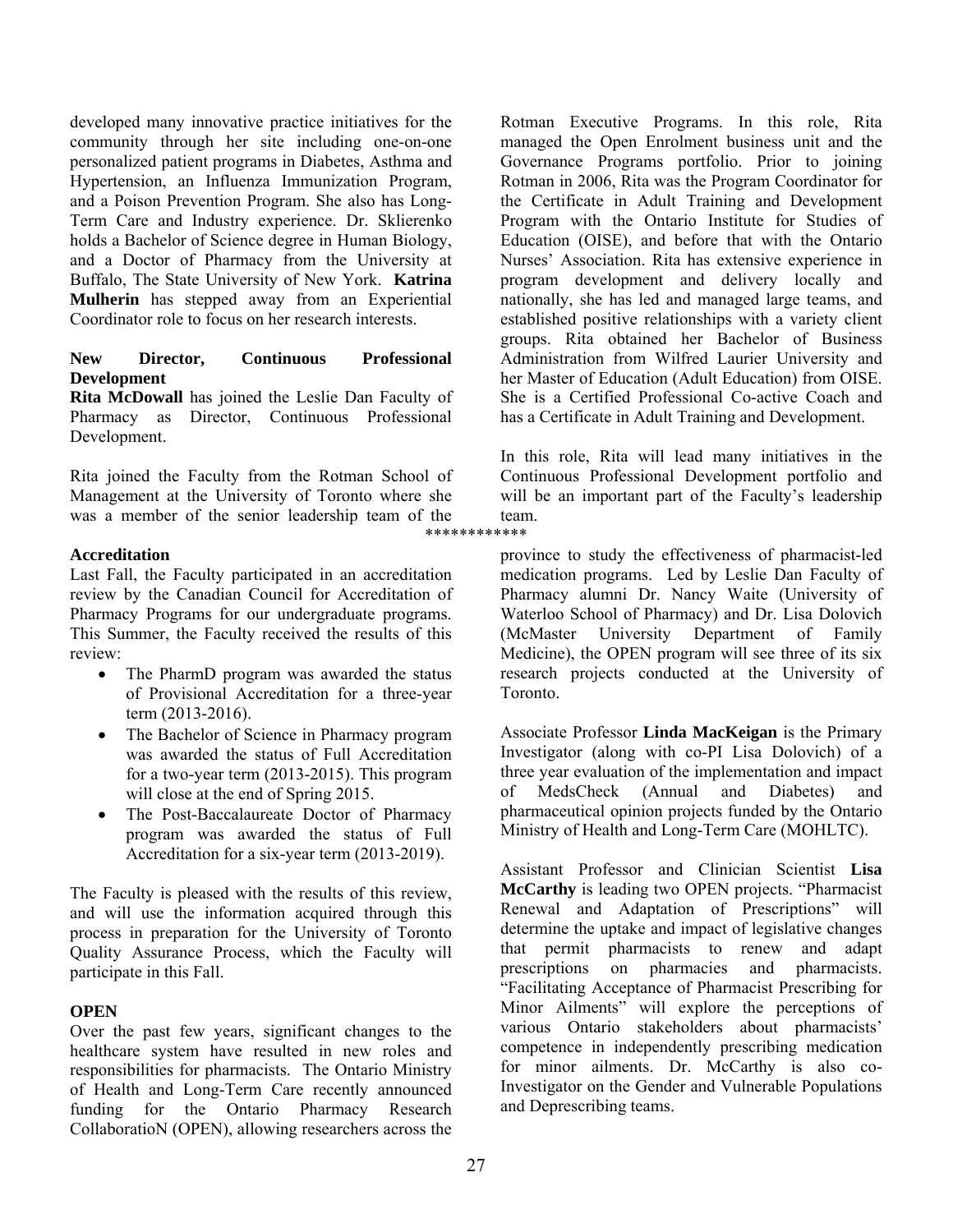developed many innovative practice initiatives for the community through her site including one-on-one personalized patient programs in Diabetes, Asthma and Hypertension, an Influenza Immunization Program, and a Poison Prevention Program. She also has Long-Term Care and Industry experience. Dr. Sklierenko holds a Bachelor of Science degree in Human Biology, and a Doctor of Pharmacy from the University at Buffalo, The State University of New York. **Katrina Mulherin** has stepped away from an Experiential Coordinator role to focus on her research interests.

**New Director, Continuous Professional Development**

**Rita McDowall** has joined the Leslie Dan Faculty of Pharmacy as Director, Continuous Professional Development.

Rita joined the Faculty from the Rotman School of Management at the University of Toronto where she was a member of the senior leadership team of the Rotman Executive Programs. In this role, Rita managed the Open Enrolment business unit and the Governance Programs portfolio. Prior to joining Rotman in 2006, Rita was the Program Coordinator for the Certificate in Adult Training and Development Program with the Ontario Institute for Studies of Education (OISE), and before that with the Ontario Nurses' Association. Rita has extensive experience in program development and delivery locally and nationally, she has led and managed large teams, and established positive relationships with a variety client groups. Rita obtained her Bachelor of Business Administration from Wilfred Laurier University and her Master of Education (Adult Education) from OISE. She is a Certified Professional Co-active Coach and has a Certificate in Adult Training and Development.

In this role, Rita will lead many initiatives in the Continuous Professional Development portfolio and will be an important part of the Faculty's leadership team.

************

**Accreditation**

Last Fall, the Faculty participated in an accreditation review by the Canadian Council for Accreditation of Pharmacy Programs for our undergraduate programs. This Summer, the Faculty received the results of this review:

- The PharmD program was awarded the status of Provisional Accreditation for a three-year term (2013-2016).
- The Bachelor of Science in Pharmacy program was awarded the status of Full Accreditation for a two-year term (2013-2015). This program will close at the end of Spring 2015.
- The Post-Baccalaureate Doctor of Pharmacy program was awarded the status of Full Accreditation for a six-year term (2013-2019).

The Faculty is pleased with the results of this review, and will use the information acquired through this process in preparation for the University of Toronto Quality Assurance Process, which the Faculty will participate in this Fall.

**OPEN**

Over the past few years, significant changes to the healthcare system have resulted in new roles and responsibilities for pharmacists. The Ontario Ministry of Health and Long-Term Care recently announced funding for the Ontario Pharmacy Research CollaboratioN (OPEN), allowing researchers across the province to study the effectiveness of pharmacist-led medication programs. Led by Leslie Dan Faculty of Pharmacy alumni Dr. Nancy Waite (University of Waterloo School of Pharmacy) and Dr. Lisa Dolovich (McMaster University Department of Family Medicine), the OPEN program will see three of its six research projects conducted at the University of Toronto.

Associate Professor **Linda MacKeigan** is the Primary Investigator (along with co-PI Lisa Dolovich) of a three year evaluation of the implementation and impact of MedsCheck (Annual and Diabetes) and pharmaceutical opinion projects funded by the Ontario Ministry of Health and Long-Term Care (MOHLTC).

Assistant Professor and Clinician Scientist **Lisa McCarthy** is leading two OPEN projects. "Pharmacist Renewal and Adaptation of Prescriptions" will determine the uptake and impact of legislative changes that permit pharmacists to renew and adapt prescriptions on pharmacies and pharmacists. "Facilitating Acceptance of Pharmacist Prescribing for Minor Ailments" will explore the perceptions of various Ontario stakeholders about pharmacists' competence in independently prescribing medication for minor ailments. Dr. McCarthy is also co-Investigator on the Gender and Vulnerable Populations and Deprescribing teams.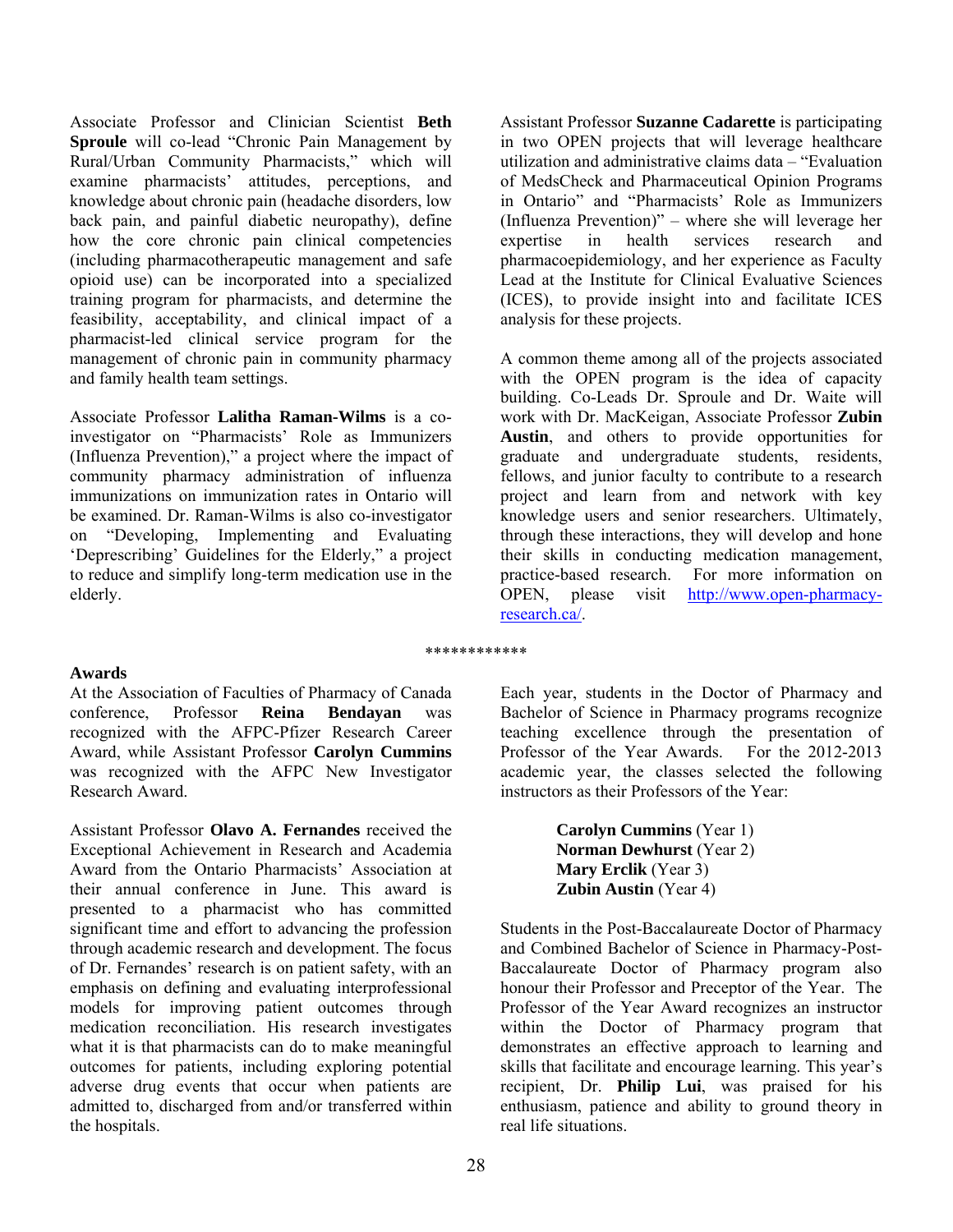Associate Professor and Clinician Scientist **Beth Sproule** will co-lead "Chronic Pain Management by Rural/Urban Community Pharmacists," which will examine pharmacists' attitudes, perceptions, and knowledge about chronic pain (headache disorders, low back pain, and painful diabetic neuropathy), define how the core chronic pain clinical competencies (including pharmacotherapeutic management and safe opioid use) can be incorporated into a specialized training program for pharmacists, and determine the feasibility, acceptability, and clinical impact of a pharmacist-led clinical service program for the management of chronic pain in community pharmacy and family health team settings.

Associate Professor **Lalitha Raman-Wilms** is a co-investigator on "Pharmacists' Role as Immunizers (Influenza Prevention)," a project where the impact of community pharmacy administration of influenza immunizations on immunization rates in Ontario will be examined. Dr. Raman-Wilms is also co-investigator on "Developing, Implementing and Evaluating 'Deprescribing' Guidelines for the Elderly," a project to reduce and simplify long-term medication use in the elderly.

Assistant Professor **Suzanne Cadarette** is participating in two OPEN projects that will leverage healthcare utilization and administrative claims data – "Evaluation of MedsCheck and Pharmaceutical Opinion Programs in Ontario" and "Pharmacists' Role as Immunizers (Influenza Prevention)" – where she will leverage her expertise in health services research and pharmacoepidemiology, and her experience as Faculty Lead at the Institute for Clinical Evaluative Sciences (ICES), to provide insight into and facilitate ICES analysis for these projects.

A common theme among all of the projects associated with the OPEN program is the idea of capacity building. Co-Leads Dr. Sproule and Dr. Waite will work with Dr. MacKeigan, Associate Professor **Zubin Austin**, and others to provide opportunities for graduate and undergraduate students, residents, fellows, and junior faculty to contribute to a research project and learn from and network with key knowledge users and senior researchers. Ultimately, through these interactions, they will develop and hone their skills in conducting medication management, practice-based research. For more information on OPEN, please visit http://www.open-pharmacy-research.ca/.

************

## Awards

At the Association of Faculties of Pharmacy of Canada conference, Professor **Reina Bendayan** was recognized with the AFPC-Pfizer Research Career Award, while Assistant Professor **Carolyn Cummins** was recognized with the AFPC New Investigator Research Award.

Assistant Professor **Olavo A. Fernandes** received the Exceptional Achievement in Research and Academia Award from the Ontario Pharmacists' Association at their annual conference in June. This award is presented to a pharmacist who has committed significant time and effort to advancing the profession through academic research and development. The focus of Dr. Fernandes' research is on patient safety, with an emphasis on defining and evaluating interprofessional models for improving patient outcomes through medication reconciliation. His research investigates what it is that pharmacists can do to make meaningful outcomes for patients, including exploring potential adverse drug events that occur when patients are admitted to, discharged from and/or transferred within the hospitals.

Each year, students in the Doctor of Pharmacy and Bachelor of Science in Pharmacy programs recognize teaching excellence through the presentation of Professor of the Year Awards. For the 2012-2013 academic year, the classes selected the following instructors as their Professors of the Year:

**Carolyn Cummins** (Year 1)
**Norman Dewhurst** (Year 2)
**Mary Erclik** (Year 3)
**Zubin Austin** (Year 4)

Students in the Post-Baccalaureate Doctor of Pharmacy and Combined Bachelor of Science in Pharmacy-Post-Baccalaureate Doctor of Pharmacy program also honour their Professor and Preceptor of the Year. The Professor of the Year Award recognizes an instructor within the Doctor of Pharmacy program that demonstrates an effective approach to learning and skills that facilitate and encourage learning. This year's recipient, Dr. **Philip Lui**, was praised for his enthusiasm, patience and ability to ground theory in real life situations.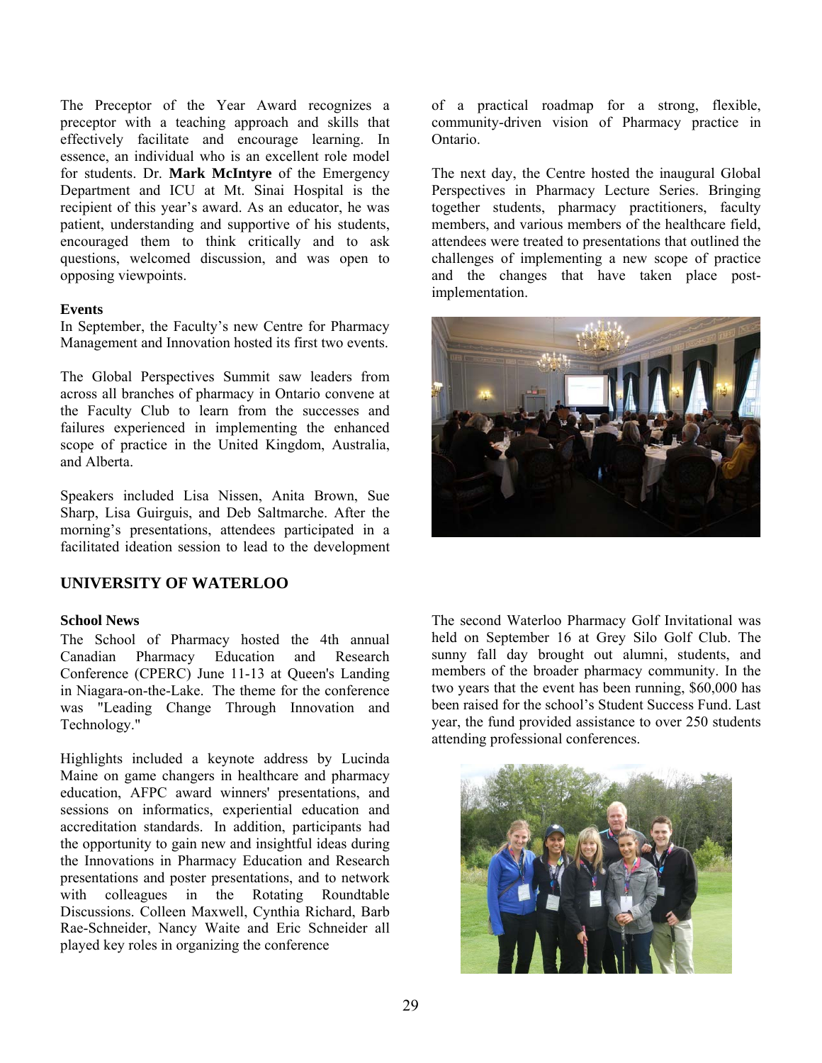The Preceptor of the Year Award recognizes a preceptor with a teaching approach and skills that effectively facilitate and encourage learning. In essence, an individual who is an excellent role model for students. Dr. **Mark McIntyre** of the Emergency Department and ICU at Mt. Sinai Hospital is the recipient of this year's award. As an educator, he was patient, understanding and supportive of his students, encouraged them to think critically and to ask questions, welcomed discussion, and was open to opposing viewpoints.

**Events**

In September, the Faculty's new Centre for Pharmacy Management and Innovation hosted its first two events.

The Global Perspectives Summit saw leaders from across all branches of pharmacy in Ontario convene at the Faculty Club to learn from the successes and failures experienced in implementing the enhanced scope of practice in the United Kingdom, Australia, and Alberta.

Speakers included Lisa Nissen, Anita Brown, Sue Sharp, Lisa Guirguis, and Deb Saltmarche. After the morning's presentations, attendees participated in a facilitated ideation session to lead to the development of a practical roadmap for a strong, flexible, community-driven vision of Pharmacy practice in Ontario.

The next day, the Centre hosted the inaugural Global Perspectives in Pharmacy Lecture Series. Bringing together students, pharmacy practitioners, faculty members, and various members of the healthcare field, attendees were treated to presentations that outlined the challenges of implementing a new scope of practice and the changes that have taken place post-implementation.

## UNIVERSITY OF WATERLOO

**School News**

The School of Pharmacy hosted the 4th annual Canadian Pharmacy Education and Research Conference (CPERC) June 11-13 at Queen's Landing in Niagara-on-the-Lake. The theme for the conference was "Leading Change Through Innovation and Technology."

Highlights included a keynote address by Lucinda Maine on game changers in healthcare and pharmacy education, AFPC award winners' presentations, and sessions on informatics, experiential education and accreditation standards. In addition, participants had the opportunity to gain new and insightful ideas during the Innovations in Pharmacy Education and Research presentations and poster presentations, and to network with colleagues in the Rotating Roundtable Discussions. Colleen Maxwell, Cynthia Richard, Barb Rae-Schneider, Nancy Waite and Eric Schneider all played key roles in organizing the conference

The second Waterloo Pharmacy Golf Invitational was held on September 16 at Grey Silo Golf Club. The sunny fall day brought out alumni, students, and members of the broader pharmacy community. In the two years that the event has been running, $60,000 has been raised for the school's Student Success Fund. Last year, the fund provided assistance to over 250 students attending professional conferences.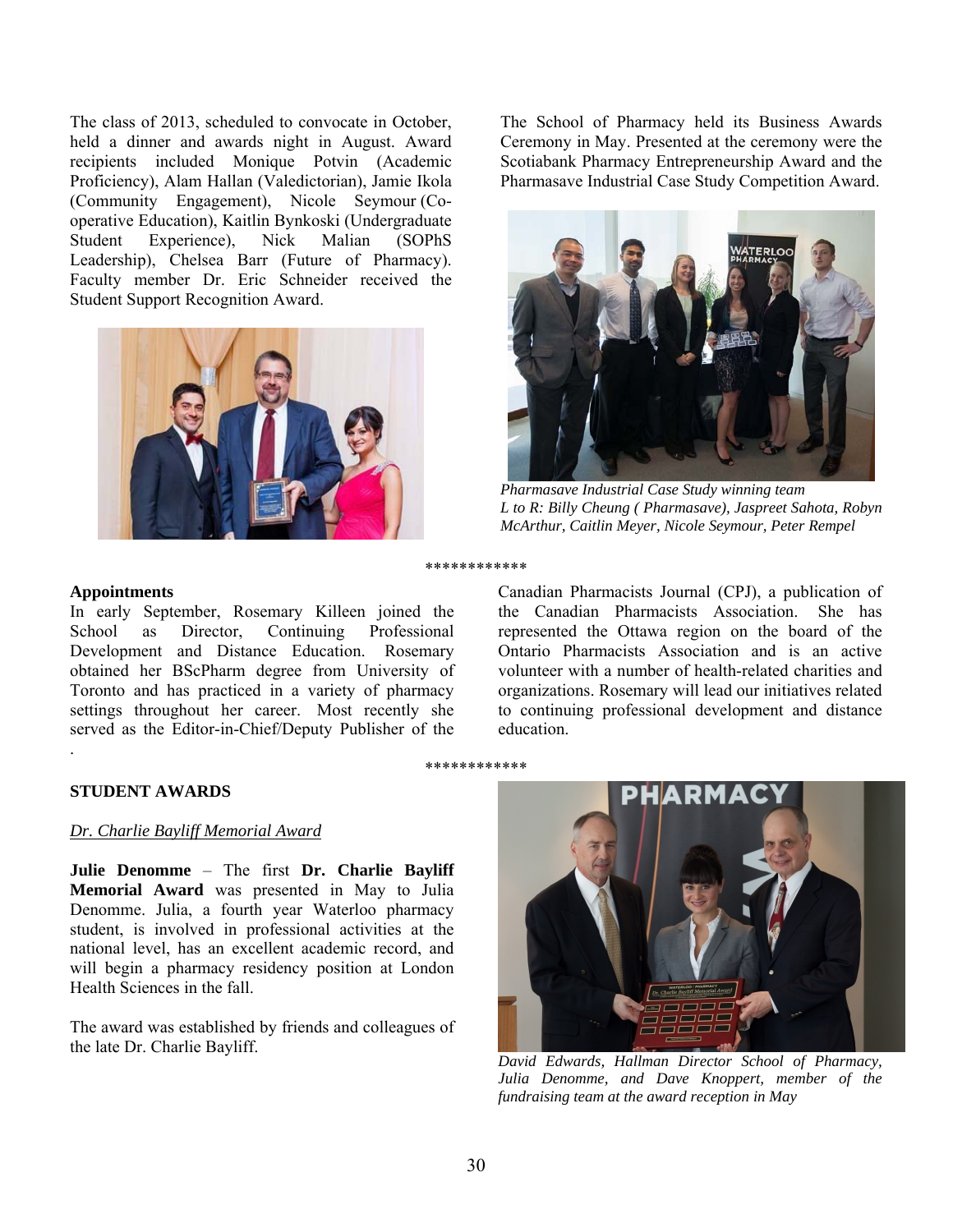The class of 2013, scheduled to convocate in October, held a dinner and awards night in August. Award recipients included Monique Potvin (Academic Proficiency), Alam Hallan (Valedictorian), Jamie Ikola (Community Engagement), Nicole Seymour (Co-operative Education), Kaitlin Bynkoski (Undergraduate Student Experience), Nick Malian (SOPhS Leadership), Chelsea Barr (Future of Pharmacy). Faculty member Dr. Eric Schneider received the Student Support Recognition Award.

The School of Pharmacy held its Business Awards Ceremony in May. Presented at the ceremony were the Scotiabank Pharmacy Entrepreneurship Award and the Pharmasave Industrial Case Study Competition Award.

*Pharmasave Industrial Case Study winning team L to R: Billy Cheung ( Pharmasave), Jaspreet Sahota, Robyn McArthur, Caitlin Meyer, Nicole Seymour, Peter Rempel*

************

**Appointments**

In early September, Rosemary Killeen joined the School as Director, Continuing Professional Development and Distance Education. Rosemary obtained her BScPharm degree from University of Toronto and has practiced in a variety of pharmacy settings throughout her career. Most recently she served as the Editor-in-Chief/Deputy Publisher of the Canadian Pharmacists Journal (CPJ), a publication of the Canadian Pharmacists Association. She has represented the Ottawa region on the board of the Ontario Pharmacists Association and is an active volunteer with a number of health-related charities and organizations. Rosemary will lead our initiatives related to continuing professional development and distance education.

************

**STUDENT AWARDS**

*Dr. Charlie Bayliff Memorial Award*

**Julie Denomme** – The first **Dr. Charlie Bayliff Memorial Award** was presented in May to Julia Denomme. Julia, a fourth year Waterloo pharmacy student, is involved in professional activities at the national level, has an excellent academic record, and will begin a pharmacy residency position at London Health Sciences in the fall.

The award was established by friends and colleagues of the late Dr. Charlie Bayliff.

*David Edwards, Hallman Director School of Pharmacy, Julia Denomme, and Dave Knoppert, member of the fundraising team at the award reception in May*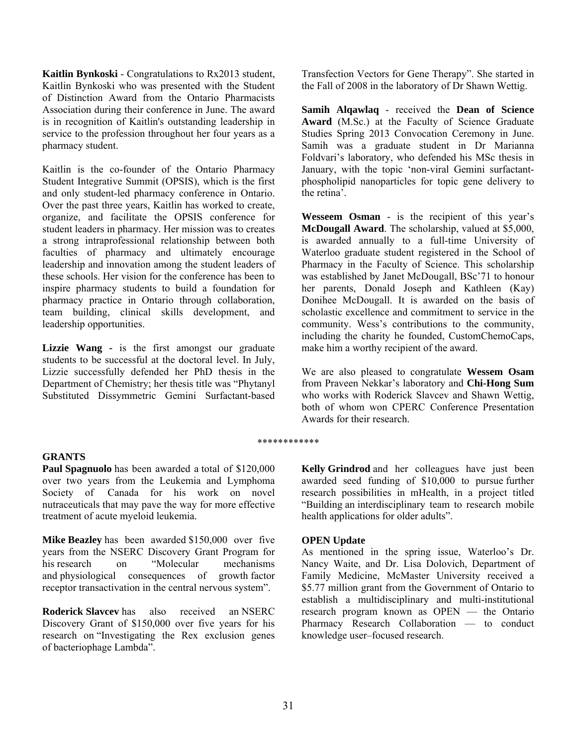**Kaitlin Bynkoski** - Congratulations to Rx2013 student, Kaitlin Bynkoski who was presented with the Student of Distinction Award from the Ontario Pharmacists Association during their conference in June. The award is in recognition of Kaitlin's outstanding leadership in service to the profession throughout her four years as a pharmacy student.

Kaitlin is the co-founder of the Ontario Pharmacy Student Integrative Summit (OPSIS), which is the first and only student-led pharmacy conference in Ontario. Over the past three years, Kaitlin has worked to create, organize, and facilitate the OPSIS conference for student leaders in pharmacy. Her mission was to creates a strong intraprofessional relationship between both faculties of pharmacy and ultimately encourage leadership and innovation among the student leaders of these schools. Her vision for the conference has been to inspire pharmacy students to build a foundation for pharmacy practice in Ontario through collaboration, team building, clinical skills development, and leadership opportunities.

**Lizzie Wang** - is the first amongst our graduate students to be successful at the doctoral level. In July, Lizzie successfully defended her PhD thesis in the Department of Chemistry; her thesis title was "Phytanyl Substituted Dissymmetric Gemini Surfactant-based Transfection Vectors for Gene Therapy". She started in the Fall of 2008 in the laboratory of Dr Shawn Wettig.

**Samih Alqawlaq** - received the **Dean of Science Award** (M.Sc.) at the Faculty of Science Graduate Studies Spring 2013 Convocation Ceremony in June. Samih was a graduate student in Dr Marianna Foldvari's laboratory, who defended his MSc thesis in January, with the topic 'non-viral Gemini surfactant-phospholipid nanoparticles for topic gene delivery to the retina'.

**Wesseem Osman** - is the recipient of this year's **McDougall Award**. The scholarship, valued at $5,000, is awarded annually to a full-time University of Waterloo graduate student registered in the School of Pharmacy in the Faculty of Science. This scholarship was established by Janet McDougall, BSc'71 to honour her parents, Donald Joseph and Kathleen (Kay) Donihee McDougall. It is awarded on the basis of scholastic excellence and commitment to service in the community. Wess's contributions to the community, including the charity he founded, CustomChemoCaps, make him a worthy recipient of the award.

We are also pleased to congratulate **Wessem Osam** from Praveen Nekkar's laboratory and **Chi-Hong Sum** who works with Roderick Slavcev and Shawn Wettig, both of whom won CPERC Conference Presentation Awards for their research.

************

## GRANTS

**Paul Spagnuolo** has been awarded a total of $120,000 over two years from the Leukemia and Lymphoma Society of Canada for his work on novel nutraceuticals that may pave the way for more effective treatment of acute myeloid leukemia.

**Mike Beazley** has been awarded $150,000 over five years from the NSERC Discovery Grant Program for his research on "Molecular mechanisms and physiological consequences of growth factor receptor transactivation in the central nervous system".

**Roderick Slavcev** has also received an NSERC Discovery Grant of $150,000 over five years for his research on "Investigating the Rex exclusion genes of bacteriophage Lambda".

**Kelly Grindrod** and her colleagues have just been awarded seed funding of $10,000 to pursue further research possibilities in mHealth, in a project titled "Building an interdisciplinary team to research mobile health applications for older adults".

**OPEN Update**

As mentioned in the spring issue, Waterloo's Dr. Nancy Waite, and Dr. Lisa Dolovich, Department of Family Medicine, McMaster University received a $5.77 million grant from the Government of Ontario to establish a multidisciplinary and multi-institutional research program known as OPEN — the Ontario Pharmacy Research Collaboration — to conduct knowledge user–focused research.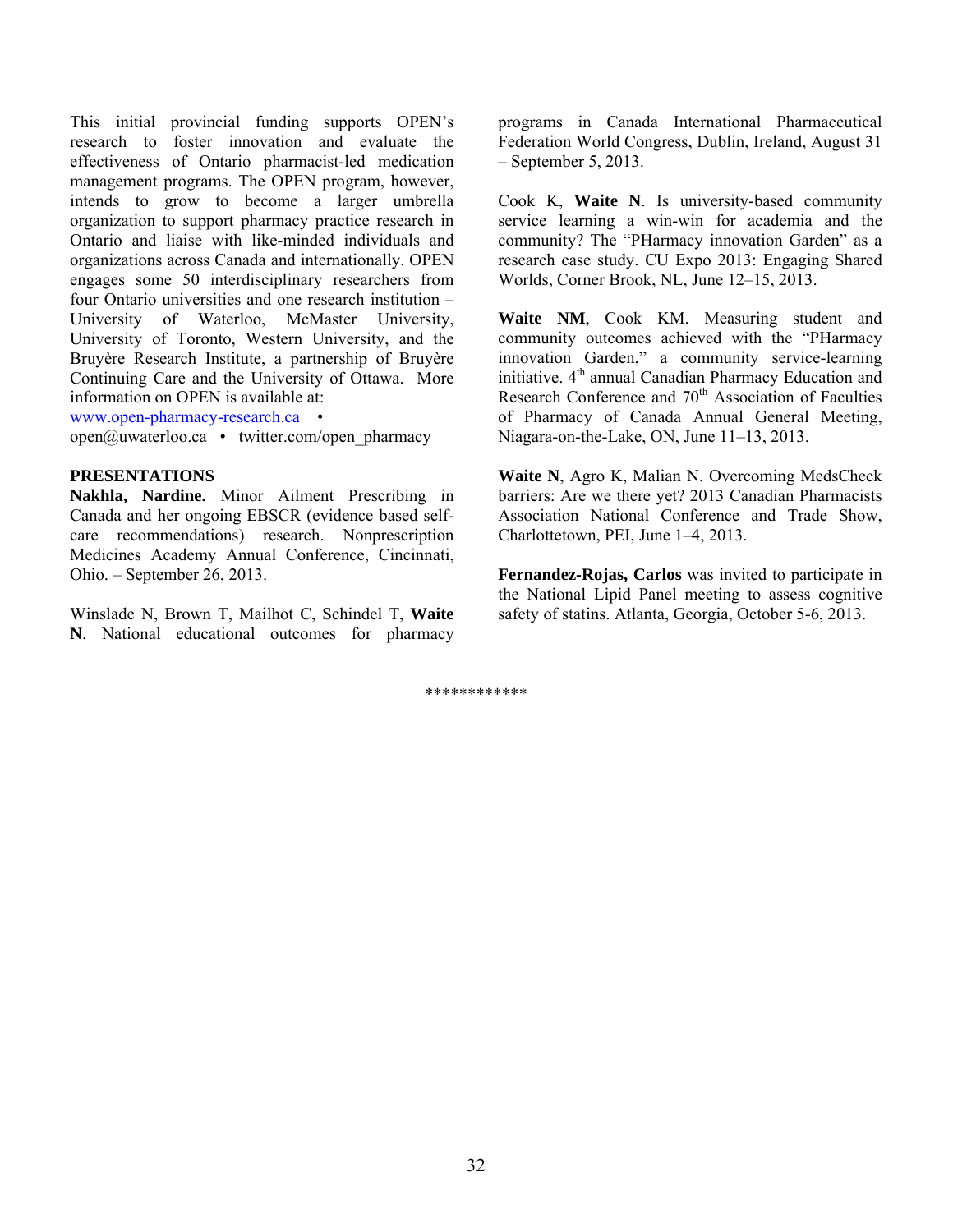This initial provincial funding supports OPEN's research to foster innovation and evaluate the effectiveness of Ontario pharmacist-led medication management programs. The OPEN program, however, intends to grow to become a larger umbrella organization to support pharmacy practice research in Ontario and liaise with like-minded individuals and organizations across Canada and internationally. OPEN engages some 50 interdisciplinary researchers from four Ontario universities and one research institution – University of Waterloo, McMaster University, University of Toronto, Western University, and the Bruyère Research Institute, a partnership of Bruyère Continuing Care and the University of Ottawa. More information on OPEN is available at:
www.open-pharmacy-research.ca •
open@uwaterloo.ca • twitter.com/open_pharmacy

**PRESENTATIONS**

**Nakhla, Nardine.** Minor Ailment Prescribing in Canada and her ongoing EBSCR (evidence based self-care recommendations) research. Nonprescription Medicines Academy Annual Conference, Cincinnati, Ohio. – September 26, 2013.

Winslade N, Brown T, Mailhot C, Schindel T, **Waite N**. National educational outcomes for pharmacy programs in Canada International Pharmaceutical Federation World Congress, Dublin, Ireland, August 31 – September 5, 2013.

Cook K, **Waite N**. Is university-based community service learning a win-win for academia and the community? The "PHarmacy innovation Garden" as a research case study. CU Expo 2013: Engaging Shared Worlds, Corner Brook, NL, June 12–15, 2013.

**Waite NM**, Cook KM. Measuring student and community outcomes achieved with the "PHarmacy innovation Garden," a community service-learning initiative. 4th annual Canadian Pharmacy Education and Research Conference and 70th Association of Faculties of Pharmacy of Canada Annual General Meeting, Niagara-on-the-Lake, ON, June 11–13, 2013.

**Waite N**, Agro K, Malian N. Overcoming MedsCheck barriers: Are we there yet? 2013 Canadian Pharmacists Association National Conference and Trade Show, Charlottetown, PEI, June 1–4, 2013.

**Fernandez-Rojas, Carlos** was invited to participate in the National Lipid Panel meeting to assess cognitive safety of statins. Atlanta, Georgia, October 5-6, 2013.

************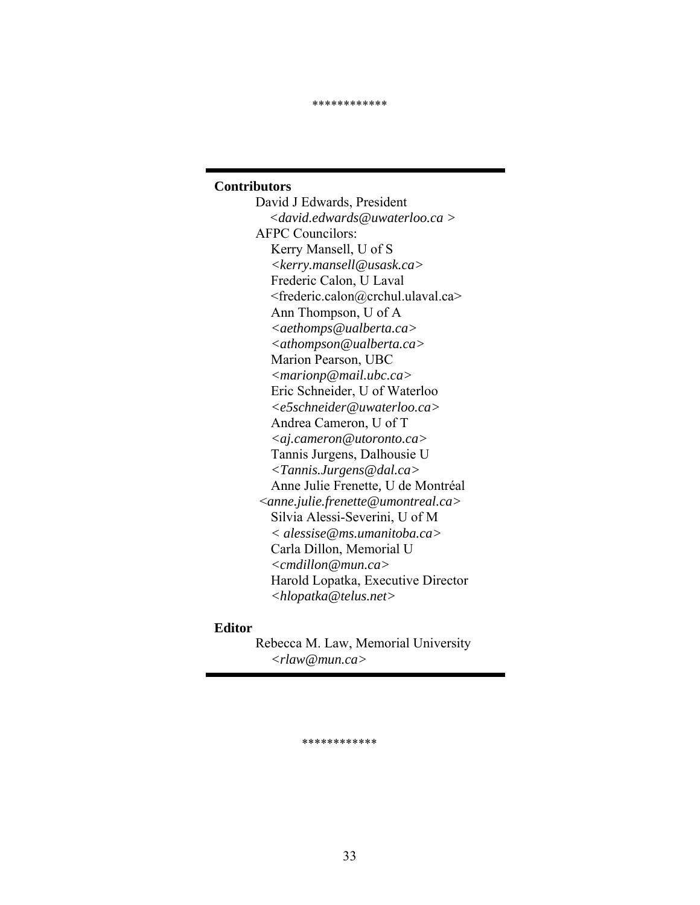************

**Contributors**

David J Edwards, President
*<david.edwards@uwaterloo.ca >*

AFPC Councilors:

Kerry Mansell, U of S
*<kerry.mansell@usask.ca>*

Frederic Calon, U Laval
<frederic.calon@crchul.ulaval.ca>

Ann Thompson, U of A
*<aethomps@ualberta.ca>*
*<athompson@ualberta.ca>*

Marion Pearson, UBC
*<marionp@mail.ubc.ca>*

Eric Schneider, U of Waterloo
*<e5schneider@uwaterloo.ca>*

Andrea Cameron, U of T
*<aj.cameron@utoronto.ca>*

Tannis Jurgens, Dalhousie U
*<Tannis.Jurgens@dal.ca>*

Anne Julie Frenette, U de Montréal
*<anne.julie.frenette@umontreal.ca>*

Silvia Alessi-Severini, U of M
*< alessise@ms.umanitoba.ca>*

Carla Dillon, Memorial U
*<cmdillon@mun.ca>*

Harold Lopatka, Executive Director
*<hlopatka@telus.net>*

**Editor**

Rebecca M. Law, Memorial University
*<rlaw@mun.ca>*

************